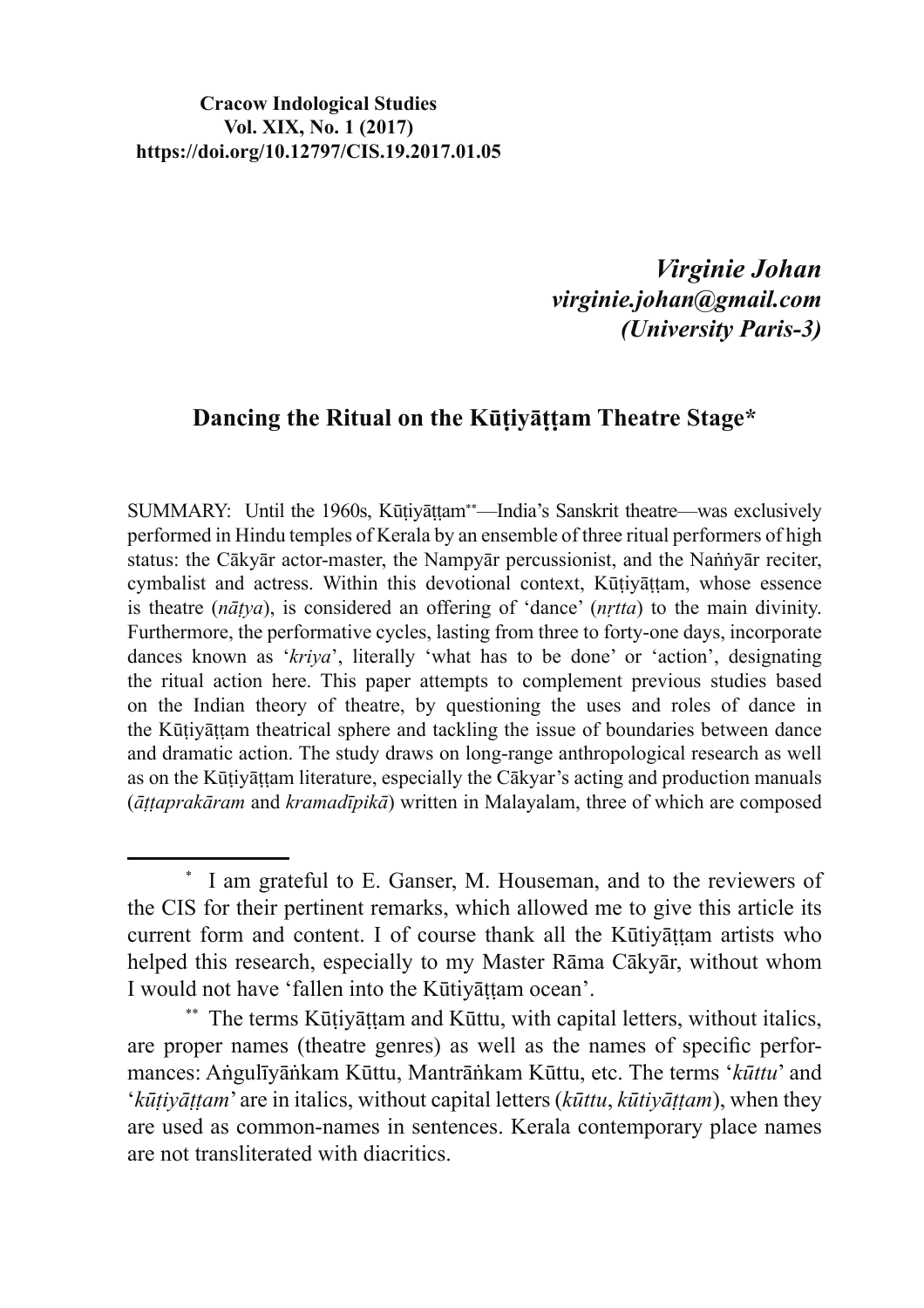**Cracow Indological Studies**
**Vol. XIX, No. 1 (2017)**
**https://doi.org/10.12797/CIS.19.2017.01.05**

***Virginie Johan***
***virginie.johan@gmail.com***
***(University Paris-3)***

## Dancing the Ritual on the Kūṭiyāṭṭam Theatre Stage*

SUMMARY: Until the 1960s, Kūṭiyāṭṭam**—India's Sanskrit theatre—was exclusively performed in Hindu temples of Kerala by an ensemble of three ritual performers of high status: the Cākyār actor-master, the Nampyār percussionist, and the Naṅṅyār reciter, cymbalist and actress. Within this devotional context, Kūṭiyāṭṭam, whose essence is theatre (*nāṭya*), is considered an offering of 'dance' (*nṛtta*) to the main divinity. Furthermore, the performative cycles, lasting from three to forty-one days, incorporate dances known as '*kriya*', literally 'what has to be done' or 'action', designating the ritual action here. This paper attempts to complement previous studies based on the Indian theory of theatre, by questioning the uses and roles of dance in the Kūṭiyāṭṭam theatrical sphere and tackling the issue of boundaries between dance and dramatic action. The study draws on long-range anthropological research as well as on the Kūṭiyāṭṭam literature, especially the Cākyar's acting and production manuals (*āṭṭaprakāram* and *kramadīpikā*) written in Malayalam, three of which are composed

---

\* I am grateful to E. Ganser, M. Houseman, and to the reviewers of the CIS for their pertinent remarks, which allowed me to give this article its current form and content. I of course thank all the Kūtiyāṭṭam artists who helped this research, especially to my Master Rāma Cākyār, without whom I would not have 'fallen into the Kūtiyāṭṭam ocean'.

\*\* The terms Kūṭiyāṭṭam and Kūttu, with capital letters, without italics, are proper names (theatre genres) as well as the names of specific performances: Aṅgulīyāṅkam Kūttu, Mantrāṅkam Kūttu, etc. The terms '*kūttu*' and '*kūṭiyāṭṭam*' are in italics, without capital letters (*kūttu*, *kūṭiyāṭṭam*), when they are used as common-names in sentences. Kerala contemporary place names are not transliterated with diacritics.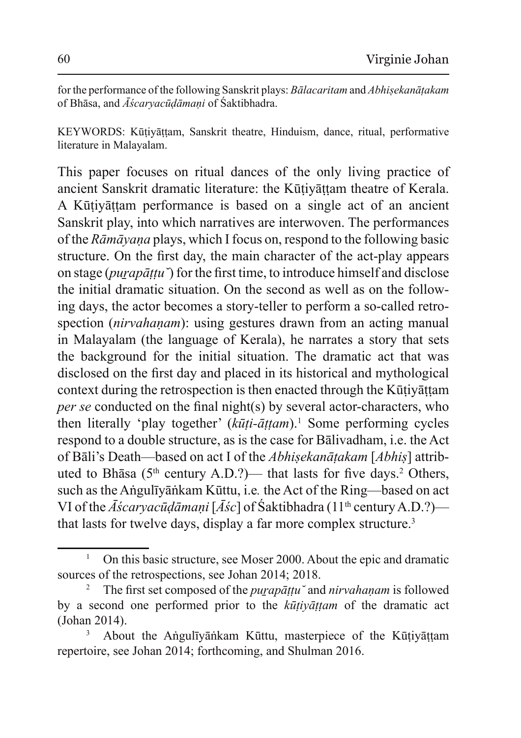for the performance of the following Sanskrit plays: *Bālacaritam* and *Abhiṣekanāṭakam* of Bhāsa, and *Āścaryacūḍāmaṇi* of Śaktibhadra.

KEYWORDS: Kūṭiyāṭṭam, Sanskrit theatre, Hinduism, dance, ritual, performative literature in Malayalam.

This paper focuses on ritual dances of the only living practice of ancient Sanskrit dramatic literature: the Kūṭiyāṭṭam theatre of Kerala. A Kūṭiyāṭṭam performance is based on a single act of an ancient Sanskrit play, into which narratives are interwoven. The performances of the *Rāmāyaṇa* plays, which I focus on, respond to the following basic structure. On the first day, the main character of the act-play appears on stage (*puṟapāṭṭu˘*) for the first time, to introduce himself and disclose the initial dramatic situation. On the second as well as on the following days, the actor becomes a story-teller to perform a so-called retrospection (*nirvahaṇam*): using gestures drawn from an acting manual in Malayalam (the language of Kerala), he narrates a story that sets the background for the initial situation. The dramatic act that was disclosed on the first day and placed in its historical and mythological context during the retrospection is then enacted through the Kūṭiyāṭṭam *per se* conducted on the final night(s) by several actor-characters, who then literally 'play together' (*kūṭi-āṭṭam*).[1] Some performing cycles respond to a double structure, as is the case for Bālivadham, i.e. the Act of Bāli's Death—based on act I of the *Abhiṣekanāṭakam* [*Abhiṣ*] attributed to Bhāsa (5th century A.D.?)— that lasts for five days.[2] Others, such as the Aṅgulīyāṅkam Kūttu, i.e. the Act of the Ring—based on act VI of the *Āścaryacūḍāmaṇi* [*Āśc*] of Śaktibhadra (11th century A.D.?)—that lasts for twelve days, display a far more complex structure.[3]

---

[1] On this basic structure, see Moser 2000. About the epic and dramatic sources of the retrospections, see Johan 2014; 2018.

[2] The first set composed of the *puṟapāṭṭu˘* and *nirvahaṇam* is followed by a second one performed prior to the *kūṭiyāṭṭam* of the dramatic act (Johan 2014).

[3] About the Aṅgulīyāṅkam Kūttu, masterpiece of the Kūṭiyāṭṭam repertoire, see Johan 2014; forthcoming, and Shulman 2016.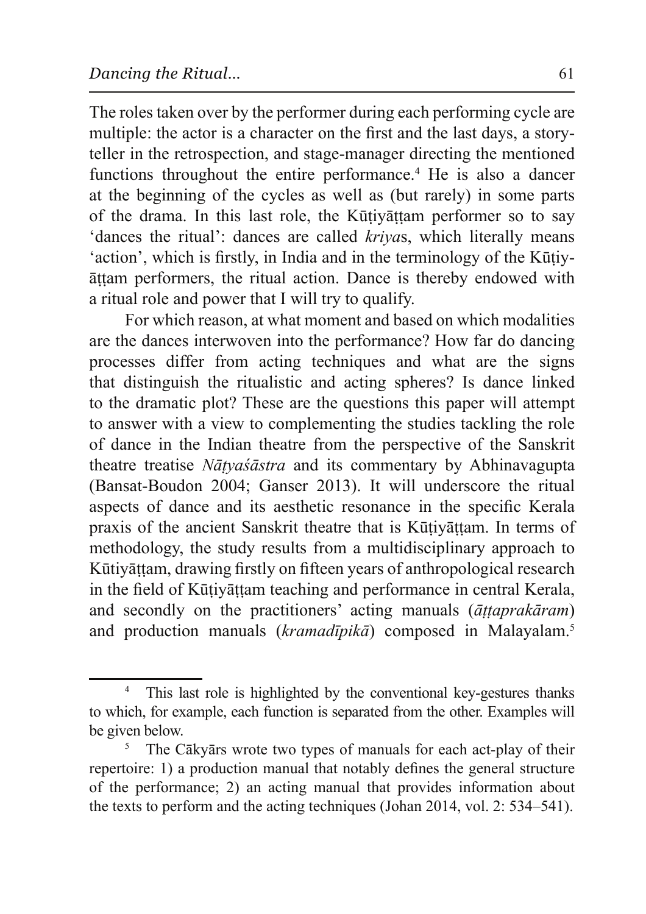The roles taken over by the performer during each performing cycle are multiple: the actor is a character on the first and the last days, a storyteller in the retrospection, and stage-manager directing the mentioned functions throughout the entire performance.[4] He is also a dancer at the beginning of the cycles as well as (but rarely) in some parts of the drama. In this last role, the Kūṭiyāṭṭam performer so to say 'dances the ritual': dances are called *kriya*s, which literally means 'action', which is firstly, in India and in the terminology of the Kūṭiyāṭṭam performers, the ritual action. Dance is thereby endowed with a ritual role and power that I will try to qualify.

For which reason, at what moment and based on which modalities are the dances interwoven into the performance? How far do dancing processes differ from acting techniques and what are the signs that distinguish the ritualistic and acting spheres? Is dance linked to the dramatic plot? These are the questions this paper will attempt to answer with a view to complementing the studies tackling the role of dance in the Indian theatre from the perspective of the Sanskrit theatre treatise *Nāṭyaśāstra* and its commentary by Abhinavagupta (Bansat-Boudon 2004; Ganser 2013). It will underscore the ritual aspects of dance and its aesthetic resonance in the specific Kerala praxis of the ancient Sanskrit theatre that is Kūṭiyāṭṭam. In terms of methodology, the study results from a multidisciplinary approach to Kūtiyāṭṭam, drawing firstly on fifteen years of anthropological research in the field of Kūṭiyāṭṭam teaching and performance in central Kerala, and secondly on the practitioners' acting manuals (*āṭṭaprakāram*) and production manuals (*kramadīpikā*) composed in Malayalam.[5]

---

[4] This last role is highlighted by the conventional key-gestures thanks to which, for example, each function is separated from the other. Examples will be given below.

[5] The Cākyārs wrote two types of manuals for each act-play of their repertoire: 1) a production manual that notably defines the general structure of the performance; 2) an acting manual that provides information about the texts to perform and the acting techniques (Johan 2014, vol. 2: 534–541).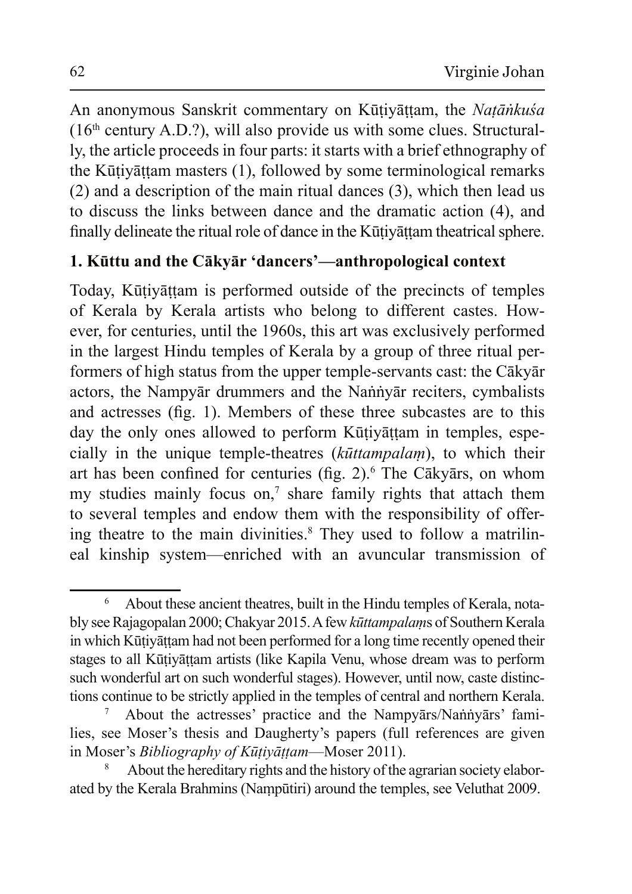An anonymous Sanskrit commentary on Kūṭiyāṭṭam, the *Naṭāṅkuśa* (16th century A.D.?), will also provide us with some clues. Structurally, the article proceeds in four parts: it starts with a brief ethnography of the Kūṭiyāṭṭam masters (1), followed by some terminological remarks (2) and a description of the main ritual dances (3), which then lead us to discuss the links between dance and the dramatic action (4), and finally delineate the ritual role of dance in the Kūṭiyāṭṭam theatrical sphere.

## 1. Kūttu and the Cākyār 'dancers'—anthropological context

Today, Kūṭiyāṭṭam is performed outside of the precincts of temples of Kerala by Kerala artists who belong to different castes. However, for centuries, until the 1960s, this art was exclusively performed in the largest Hindu temples of Kerala by a group of three ritual performers of high status from the upper temple-servants cast: the Cākyār actors, the Nampyār drummers and the Naṅṅyār reciters, cymbalists and actresses (fig. 1). Members of these three subcastes are to this day the only ones allowed to perform Kūṭiyāṭṭam in temples, especially in the unique temple-theatres (*kūttampalaṃ*), to which their art has been confined for centuries (fig. 2).[6] The Cākyārs, on whom my studies mainly focus on,[7] share family rights that attach them to several temples and endow them with the responsibility of offering theatre to the main divinities.[8] They used to follow a matrilineal kinship system—enriched with an avuncular transmission of

---

[6] About these ancient theatres, built in the Hindu temples of Kerala, notably see Rajagopalan 2000; Chakyar 2015. A few *kūttampalaṃ*s of Southern Kerala in which Kūṭiyāṭṭam had not been performed for a long time recently opened their stages to all Kūṭiyāṭṭam artists (like Kapila Venu, whose dream was to perform such wonderful art on such wonderful stages). However, until now, caste distinctions continue to be strictly applied in the temples of central and northern Kerala.

[7] About the actresses' practice and the Nampyārs/Naṅṅyārs' families, see Moser's thesis and Daugherty's papers (full references are given in Moser's *Bibliography of Kūṭiyāṭṭam*—Moser 2011).

[8] About the hereditary rights and the history of the agrarian society elaborated by the Kerala Brahmins (Naṃpūtiri) around the temples, see Veluthat 2009.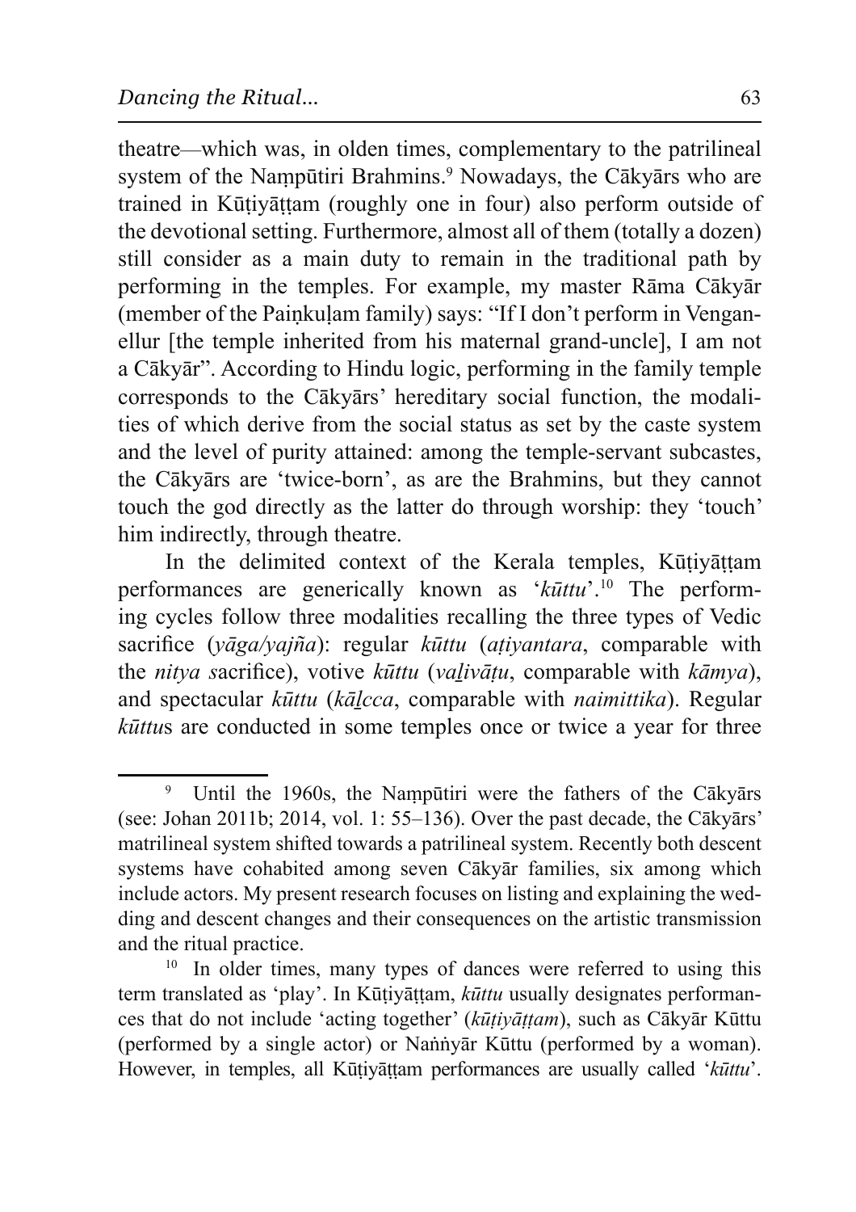theatre—which was, in olden times, complementary to the patrilineal system of the Naṃpūtiri Brahmins.[9] Nowadays, the Cākyārs who are trained in Kūṭiyāṭṭam (roughly one in four) also perform outside of the devotional setting. Furthermore, almost all of them (totally a dozen) still consider as a main duty to remain in the traditional path by performing in the temples. For example, my master Rāma Cākyār (member of the Paiṅkuḷam family) says: "If I don't perform in Venganellur [the temple inherited from his maternal grand-uncle], I am not a Cākyār". According to Hindu logic, performing in the family temple corresponds to the Cākyārs' hereditary social function, the modalities of which derive from the social status as set by the caste system and the level of purity attained: among the temple-servant subcastes, the Cākyārs are 'twice-born', as are the Brahmins, but they cannot touch the god directly as the latter do through worship: they 'touch' him indirectly, through theatre.

In the delimited context of the Kerala temples, Kūṭiyāṭṭam performances are generically known as '*kūttu*'.[10] The performing cycles follow three modalities recalling the three types of Vedic sacrifice (*yāga/yajña*): regular *kūttu* (*aṭiyantara*, comparable with the *nitya s*acrifice), votive *kūttu* (*vaḻivāṭu*, comparable with *kāmya*), and spectacular *kūttu* (*kāḻcca*, comparable with *naimittika*). Regular *kūttu*s are conducted in some temples once or twice a year for three

---

[9] Until the 1960s, the Naṃpūtiri were the fathers of the Cākyārs (see: Johan 2011b; 2014, vol. 1: 55–136). Over the past decade, the Cākyārs' matrilineal system shifted towards a patrilineal system. Recently both descent systems have cohabited among seven Cākyār families, six among which include actors. My present research focuses on listing and explaining the wedding and descent changes and their consequences on the artistic transmission and the ritual practice.

[10] In older times, many types of dances were referred to using this term translated as 'play'. In Kūṭiyāṭṭam, *kūttu* usually designates performances that do not include 'acting together' (*kūṭiyāṭṭam*), such as Cākyār Kūttu (performed by a single actor) or Naṅṅyār Kūttu (performed by a woman). However, in temples, all Kūṭiyāṭṭam performances are usually called '*kūttu*'.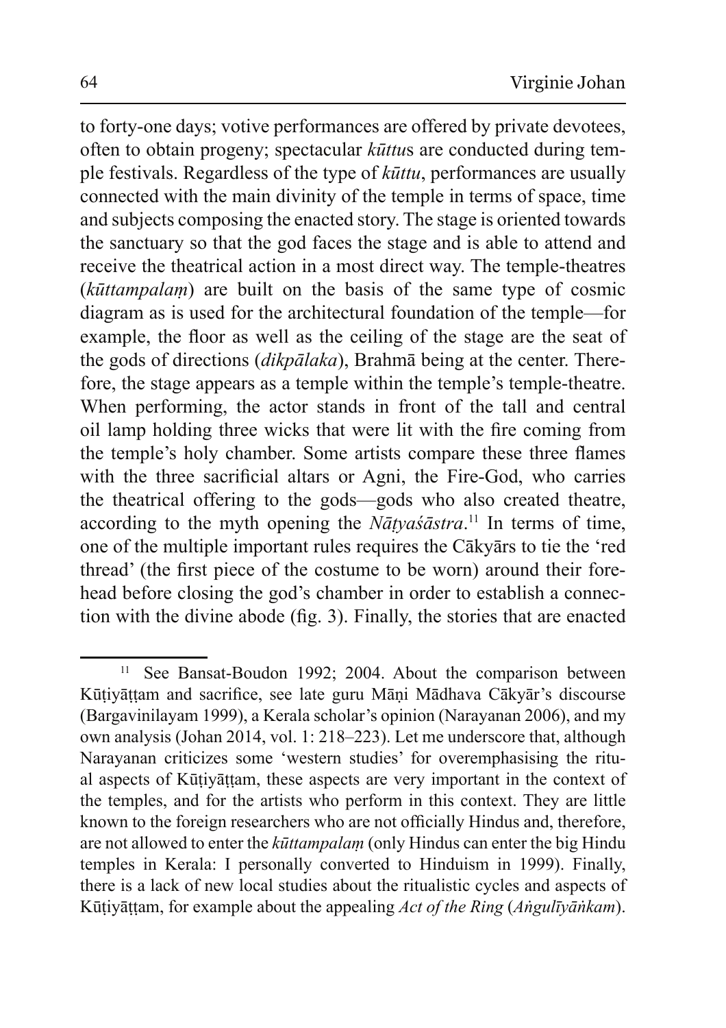to forty-one days; votive performances are offered by private devotees, often to obtain progeny; spectacular *kūttu*s are conducted during temple festivals. Regardless of the type of *kūttu*, performances are usually connected with the main divinity of the temple in terms of space, time and subjects composing the enacted story. The stage is oriented towards the sanctuary so that the god faces the stage and is able to attend and receive the theatrical action in a most direct way. The temple-theatres (*kūttampalaṃ*) are built on the basis of the same type of cosmic diagram as is used for the architectural foundation of the temple—for example, the floor as well as the ceiling of the stage are the seat of the gods of directions (*dikpālaka*), Brahmā being at the center. Therefore, the stage appears as a temple within the temple's temple-theatre. When performing, the actor stands in front of the tall and central oil lamp holding three wicks that were lit with the fire coming from the temple's holy chamber. Some artists compare these three flames with the three sacrificial altars or Agni, the Fire-God, who carries the theatrical offering to the gods—gods who also created theatre, according to the myth opening the *Nāṭyaśāstra*.[11] In terms of time, one of the multiple important rules requires the Cākyārs to tie the 'red thread' (the first piece of the costume to be worn) around their forehead before closing the god's chamber in order to establish a connection with the divine abode (fig. 3). Finally, the stories that are enacted

---

[11] See Bansat-Boudon 1992; 2004. About the comparison between Kūṭiyāṭṭam and sacrifice, see late guru Māṇi Mādhava Cākyār's discourse (Bargavinilayam 1999), a Kerala scholar's opinion (Narayanan 2006), and my own analysis (Johan 2014, vol. 1: 218–223). Let me underscore that, although Narayanan criticizes some 'western studies' for overemphasising the ritual aspects of Kūṭiyāṭṭam, these aspects are very important in the context of the temples, and for the artists who perform in this context. They are little known to the foreign researchers who are not officially Hindus and, therefore, are not allowed to enter the *kūttampalaṃ* (only Hindus can enter the big Hindu temples in Kerala: I personally converted to Hinduism in 1999). Finally, there is a lack of new local studies about the ritualistic cycles and aspects of Kūṭiyāṭṭam, for example about the appealing *Act of the Ring* (*Aṅgulīyāṅkam*).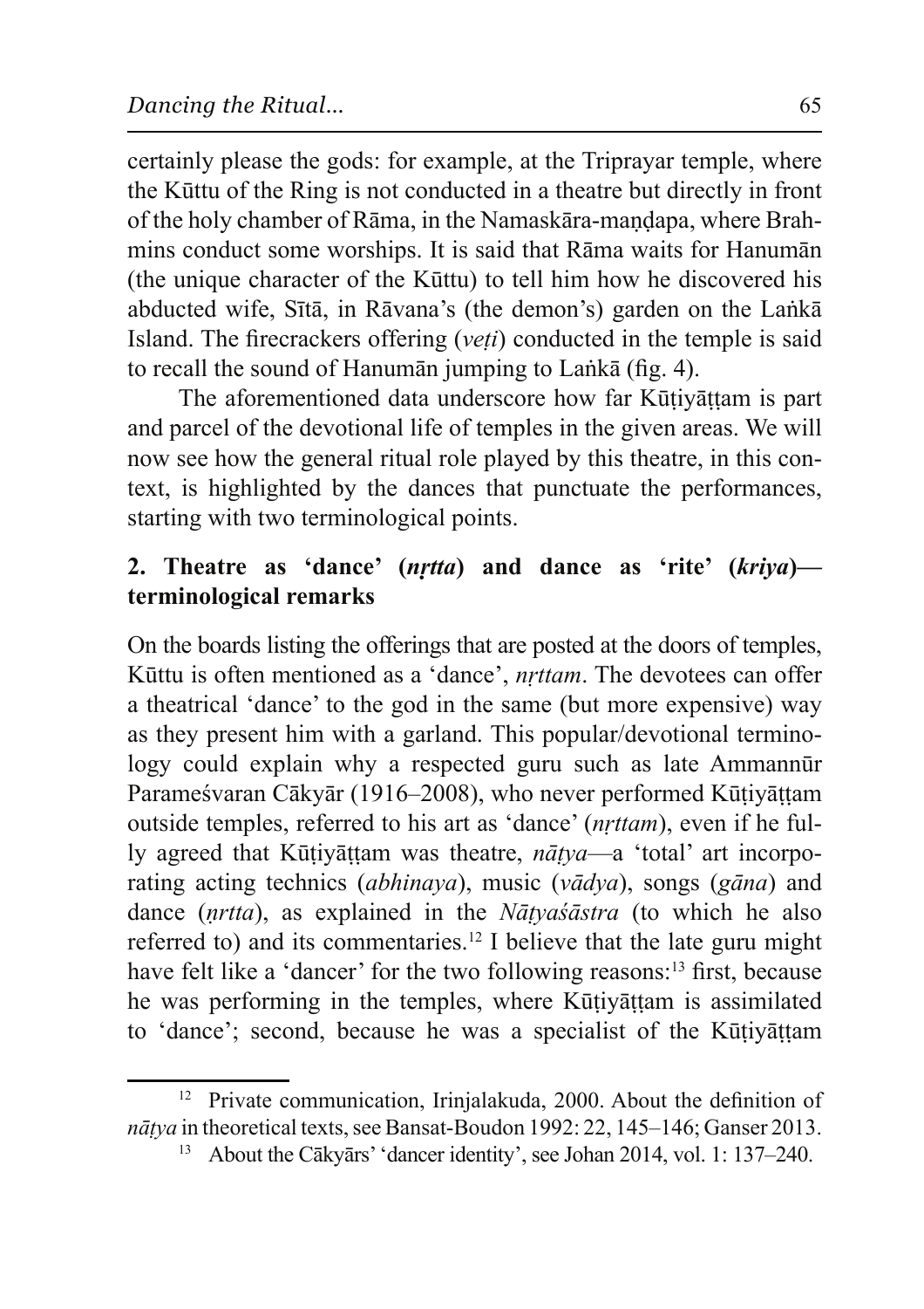certainly please the gods: for example, at the Triprayar temple, where the Kūttu of the Ring is not conducted in a theatre but directly in front of the holy chamber of Rāma, in the Namaskāra-maṇḍapa, where Brahmins conduct some worships. It is said that Rāma waits for Hanumān (the unique character of the Kūttu) to tell him how he discovered his abducted wife, Sītā, in Rāvana's (the demon's) garden on the Laṅkā Island. The firecrackers offering (*veṭi*) conducted in the temple is said to recall the sound of Hanumān jumping to Laṅkā (fig. 4).

The aforementioned data underscore how far Kūṭiyāṭṭam is part and parcel of the devotional life of temples in the given areas. We will now see how the general ritual role played by this theatre, in this context, is highlighted by the dances that punctuate the performances, starting with two terminological points.

## 2. Theatre as 'dance' (*nṛtta*) and dance as 'rite' (*kriya*)—terminological remarks

On the boards listing the offerings that are posted at the doors of temples, Kūttu is often mentioned as a 'dance', *nṛttam*. The devotees can offer a theatrical 'dance' to the god in the same (but more expensive) way as they present him with a garland. This popular/devotional terminology could explain why a respected guru such as late Ammannūr Parameśvaran Cākyār (1916–2008), who never performed Kūṭiyāṭṭam outside temples, referred to his art as 'dance' (*nṛttam*), even if he fully agreed that Kūṭiyāṭṭam was theatre, *nāṭya*—a 'total' art incorporating acting technics (*abhinaya*), music (*vādya*), songs (*gāna*) and dance (*ṇṛtta*), as explained in the *Nāṭyaśāstra* (to which he also referred to) and its commentaries.[12] I believe that the late guru might have felt like a 'dancer' for the two following reasons:[13] first, because he was performing in the temples, where Kūṭiyāṭṭam is assimilated to 'dance'; second, because he was a specialist of the Kūṭiyāṭṭam

---

[12] Private communication, Irinjalakuda, 2000. About the definition of *nāṭya* in theoretical texts, see Bansat-Boudon 1992: 22, 145–146; Ganser 2013.

[13] About the Cākyārs' 'dancer identity', see Johan 2014, vol. 1: 137–240.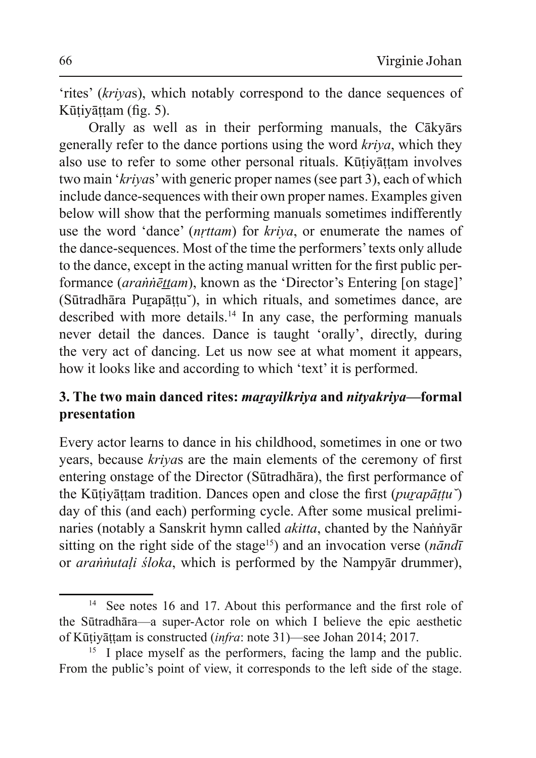'rites' (*kriya*s), which notably correspond to the dance sequences of Kūṭiyāṭṭam (fig. 5).

Orally as well as in their performing manuals, the Cākyārs generally refer to the dance portions using the word *kriya*, which they also use to refer to some other personal rituals. Kūṭiyāṭṭam involves two main '*kriya*s' with generic proper names (see part 3), each of which include dance-sequences with their own proper names. Examples given below will show that the performing manuals sometimes indifferently use the word 'dance' (*nṛttam*) for *kriya*, or enumerate the names of the dance-sequences. Most of the time the performers' texts only allude to the dance, except in the acting manual written for the first public performance (*araṅṅēṟṟam*), known as the 'Director's Entering [on stage]' (Sūtradhāra Puṟapāṭṭŭ), in which rituals, and sometimes dance, are described with more details.[14] In any case, the performing manuals never detail the dances. Dance is taught 'orally', directly, during the very act of dancing. Let us now see at what moment it appears, how it looks like and according to which 'text' it is performed.

## 3. The two main danced rites: *maṟayilkriya* and *nityakriya*—formal presentation

Every actor learns to dance in his childhood, sometimes in one or two years, because *kriya*s are the main elements of the ceremony of first entering onstage of the Director (Sūtradhāra), the first performance of the Kūṭiyāṭṭam tradition. Dances open and close the first (*puṟapāṭṭŭ*) day of this (and each) performing cycle. After some musical preliminaries (notably a Sanskrit hymn called *akitta*, chanted by the Naṅṅyār sitting on the right side of the stage[15]) and an invocation verse (*nāndī* or *araṅṅutaḷi śloka*, which is performed by the Nampyār drummer),

---

[14] See notes 16 and 17. About this performance and the first role of the Sūtradhāra—a super-Actor role on which I believe the epic aesthetic of Kūṭiyāṭṭam is constructed (*infra*: note 31)—see Johan 2014; 2017.

[15] I place myself as the performers, facing the lamp and the public. From the public's point of view, it corresponds to the left side of the stage.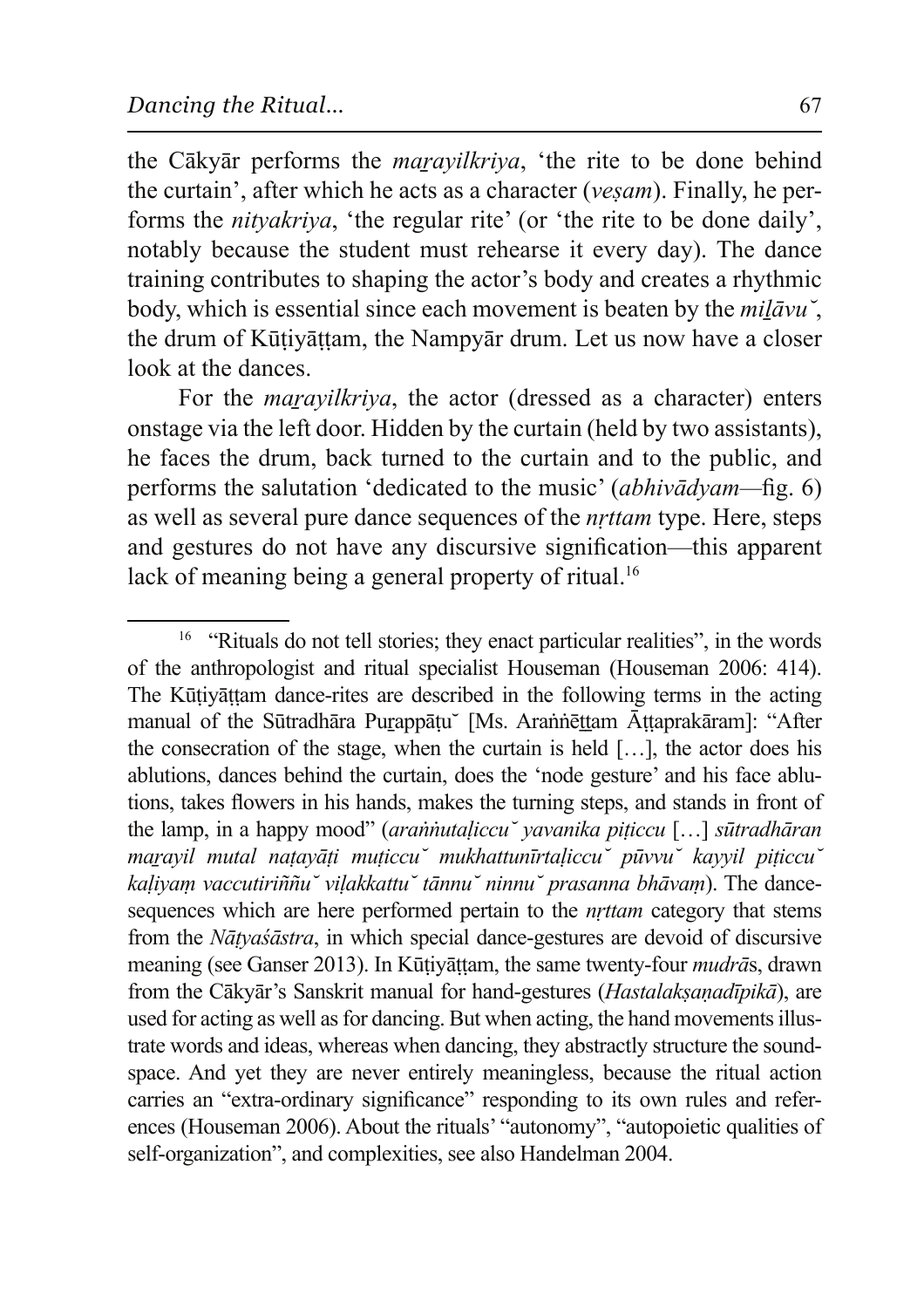the Cākyār performs the *maṟayilkriya*, 'the rite to be done behind the curtain', after which he acts as a character (*veṣam*). Finally, he performs the *nityakriya*, 'the regular rite' (or 'the rite to be done daily', notably because the student must rehearse it every day). The dance training contributes to shaping the actor's body and creates a rhythmic body, which is essential since each movement is beaten by the *miḻāvu˘*, the drum of Kūṭiyāṭṭam, the Nampyār drum. Let us now have a closer look at the dances.

For the *maṟayilkriya*, the actor (dressed as a character) enters onstage via the left door. Hidden by the curtain (held by two assistants), he faces the drum, back turned to the curtain and to the public, and performs the salutation 'dedicated to the music' (*abhivādyam*—fig. 6) as well as several pure dance sequences of the *nṛttam* type. Here, steps and gestures do not have any discursive signification—this apparent lack of meaning being a general property of ritual.[16]

---

[16] "Rituals do not tell stories; they enact particular realities", in the words of the anthropologist and ritual specialist Houseman (Houseman 2006: 414). The Kūṭiyāṭṭam dance-rites are described in the following terms in the acting manual of the Sūtradhāra Puṟappāṭu˘ [Ms. Araṅṅēṟṟam Āṭṭaprakāram]: "After the consecration of the stage, when the curtain is held […], the actor does his ablutions, dances behind the curtain, does the 'node gesture' and his face ablutions, takes flowers in his hands, makes the turning steps, and stands in front of the lamp, in a happy mood" (*araṅṅutaḷiccu˘ yavanika piṭiccu* […] *sūtradhāran maṟayil mutal naṭayāṭi muṭiccu˘ mukhattunīrtaḷiccu˘ pūvvu˘ kayyil piṭiccu˘ kaḷiyaṃ vaccutiriññu˘ viḷakkattu˘ tānnu˘ ninnu˘ prasanna bhāvaṃ*). The dance-sequences which are here performed pertain to the *nṛttam* category that stems from the *Nāṭyaśāstra*, in which special dance-gestures are devoid of discursive meaning (see Ganser 2013). In Kūṭiyāṭṭam, the same twenty-four *mudrā*s, drawn from the Cākyār's Sanskrit manual for hand-gestures (*Hastalakṣaṇadīpikā*), are used for acting as well as for dancing. But when acting, the hand movements illustrate words and ideas, whereas when dancing, they abstractly structure the sound-space. And yet they are never entirely meaningless, because the ritual action carries an "extra-ordinary significance" responding to its own rules and references (Houseman 2006). About the rituals' "autonomy", "autopoietic qualities of self-organization", and complexities, see also Handelman 2004.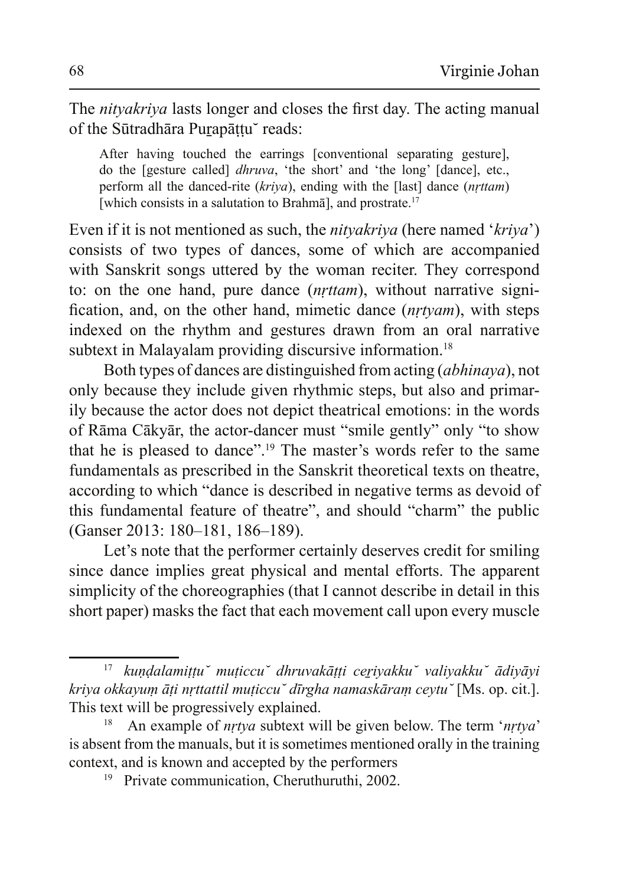The *nityakriya* lasts longer and closes the first day. The acting manual of the Sūtradhāra Puṟapāṭṭu˘ reads:

> After having touched the earrings [conventional separating gesture], do the [gesture called] *dhruva*, 'the short' and 'the long' [dance], etc., perform all the danced-rite (*kriya*), ending with the [last] dance (*nṛttam*) [which consists in a salutation to Brahmā], and prostrate.[17]

Even if it is not mentioned as such, the *nityakriya* (here named '*kriya*') consists of two types of dances, some of which are accompanied with Sanskrit songs uttered by the woman reciter. They correspond to: on the one hand, pure dance (*nṛttam*), without narrative signification, and, on the other hand, mimetic dance (*nṛtyam*), with steps indexed on the rhythm and gestures drawn from an oral narrative subtext in Malayalam providing discursive information.[18]

Both types of dances are distinguished from acting (*abhinaya*), not only because they include given rhythmic steps, but also and primarily because the actor does not depict theatrical emotions: in the words of Rāma Cākyār, the actor-dancer must "smile gently" only "to show that he is pleased to dance".[19] The master's words refer to the same fundamentals as prescribed in the Sanskrit theoretical texts on theatre, according to which "dance is described in negative terms as devoid of this fundamental feature of theatre", and should "charm" the public (Ganser 2013: 180–181, 186–189).

Let's note that the performer certainly deserves credit for smiling since dance implies great physical and mental efforts. The apparent simplicity of the choreographies (that I cannot describe in detail in this short paper) masks the fact that each movement call upon every muscle

---

[17] *kuṇḍalamiṭṭu˘ muṭiccu˘ dhruvakāṭṭi ceṟiyakku˘ valiyakku˘ ādiyāyi kriya okkayuṃ āṭi nṛttattil muṭiccu˘ dīrgha namaskāraṃ ceytu˘* [Ms. op. cit.]. This text will be progressively explained.

[18] An example of *nṛtya* subtext will be given below. The term '*nṛtya*' is absent from the manuals, but it is sometimes mentioned orally in the training context, and is known and accepted by the performers

[19] Private communication, Cheruthuruthi, 2002.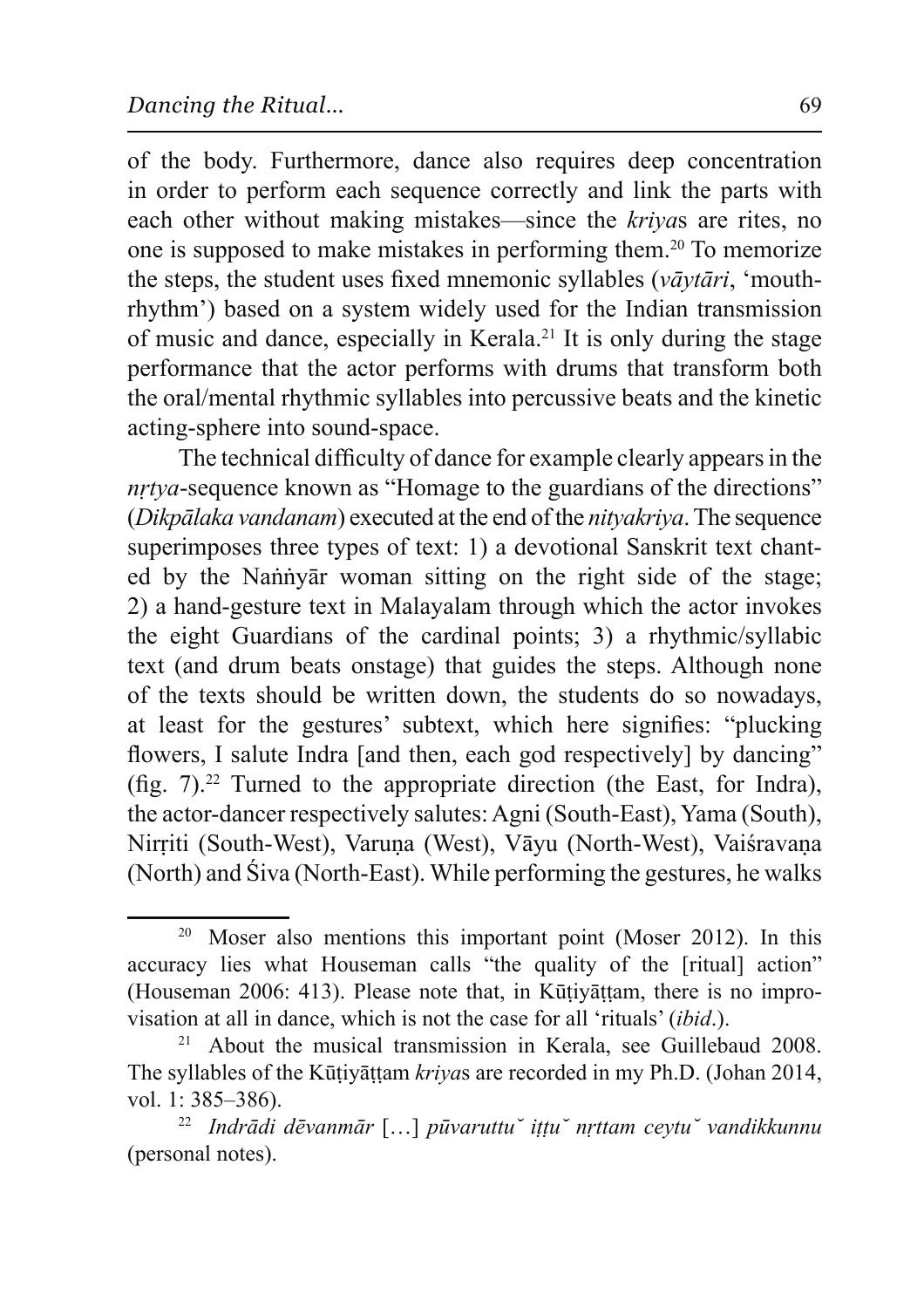of the body. Furthermore, dance also requires deep concentration in order to perform each sequence correctly and link the parts with each other without making mistakes—since the *kriya*s are rites, no one is supposed to make mistakes in performing them.[20] To memorize the steps, the student uses fixed mnemonic syllables (*vāytāri*, 'mouth-rhythm') based on a system widely used for the Indian transmission of music and dance, especially in Kerala.[21] It is only during the stage performance that the actor performs with drums that transform both the oral/mental rhythmic syllables into percussive beats and the kinetic acting-sphere into sound-space.

The technical difficulty of dance for example clearly appears in the *nṛtya*-sequence known as "Homage to the guardians of the directions" (*Dikpālaka vandanam*) executed at the end of the *nityakriya*. The sequence superimposes three types of text: 1) a devotional Sanskrit text chanted by the Naṅṅyār woman sitting on the right side of the stage; 2) a hand-gesture text in Malayalam through which the actor invokes the eight Guardians of the cardinal points; 3) a rhythmic/syllabic text (and drum beats onstage) that guides the steps. Although none of the texts should be written down, the students do so nowadays, at least for the gestures' subtext, which here signifies: "plucking flowers, I salute Indra [and then, each god respectively] by dancing" (fig. 7).[22] Turned to the appropriate direction (the East, for Indra), the actor-dancer respectively salutes: Agni (South-East), Yama (South), Nirṛiti (South-West), Varuṇa (West), Vāyu (North-West), Vaiśravaṇa (North) and Śiva (North-East). While performing the gestures, he walks

---

[20] Moser also mentions this important point (Moser 2012). In this accuracy lies what Houseman calls "the quality of the [ritual] action" (Houseman 2006: 413). Please note that, in Kūṭiyāṭṭam, there is no improvisation at all in dance, which is not the case for all 'rituals' (*ibid*.).

[21] About the musical transmission in Kerala, see Guillebaud 2008. The syllables of the Kūṭiyāṭṭam *kriya*s are recorded in my Ph.D. (Johan 2014, vol. 1: 385–386).

[22] *Indrādi dēvanmār* […] *pūvaruttŭ iṭṭŭ nṛttam ceytŭ vandikkunnu* (personal notes).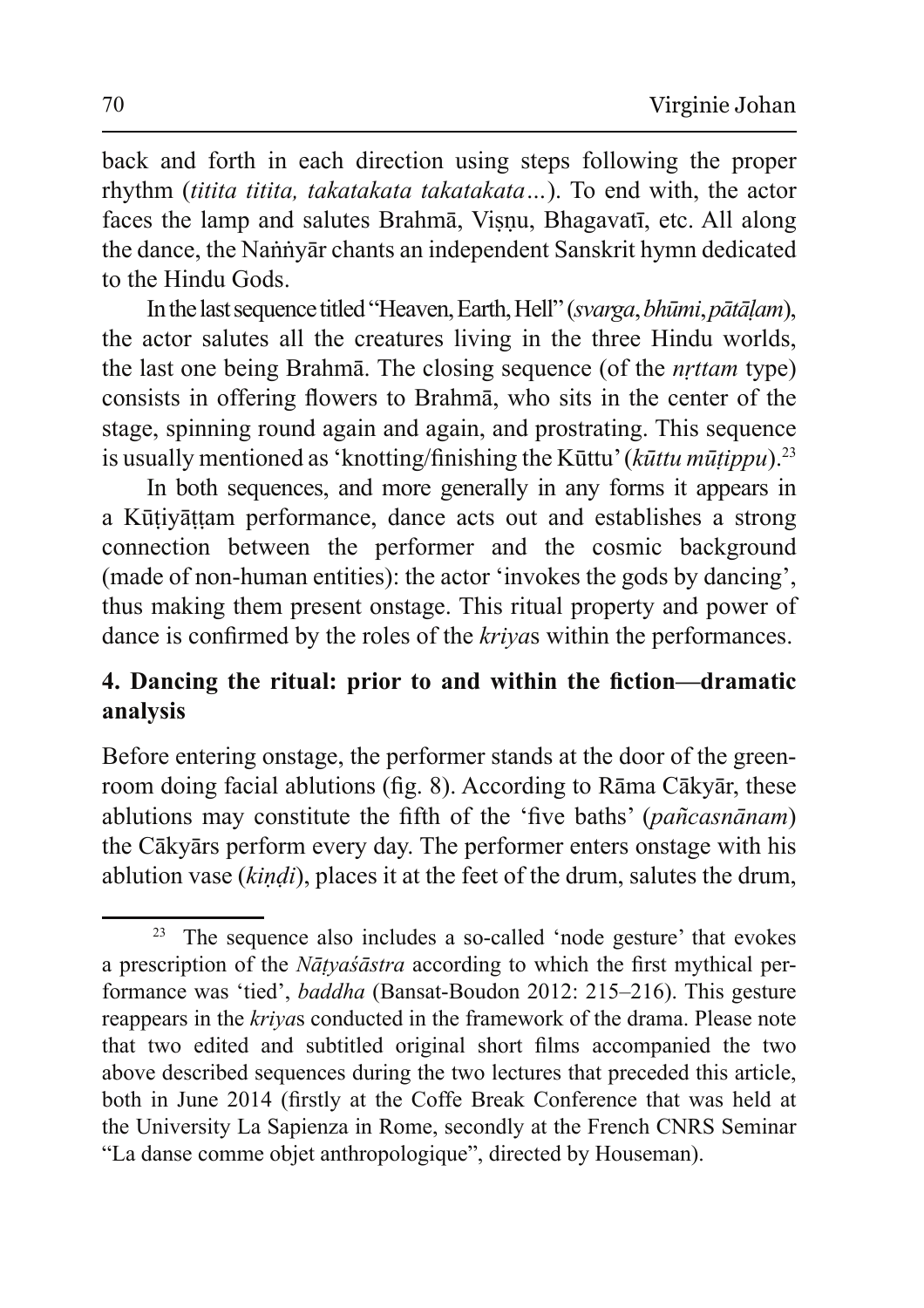back and forth in each direction using steps following the proper rhythm (*titita titita, takatakata takatakata…*). To end with, the actor faces the lamp and salutes Brahmā, Viṣṇu, Bhagavatī, etc. All along the dance, the Naṅṅyār chants an independent Sanskrit hymn dedicated to the Hindu Gods.

In the last sequence titled "Heaven, Earth, Hell" (*svarga*, *bhūmi*, *pātāḷam*), the actor salutes all the creatures living in the three Hindu worlds, the last one being Brahmā. The closing sequence (of the *nṛttam* type) consists in offering flowers to Brahmā, who sits in the center of the stage, spinning round again and again, and prostrating. This sequence is usually mentioned as 'knotting/finishing the Kūttu' (*kūttu mūṭippu*).[23]

In both sequences, and more generally in any forms it appears in a Kūṭiyāṭṭam performance, dance acts out and establishes a strong connection between the performer and the cosmic background (made of non-human entities): the actor 'invokes the gods by dancing', thus making them present onstage. This ritual property and power of dance is confirmed by the roles of the *kriya*s within the performances.

## 4. Dancing the ritual: prior to and within the fiction—dramatic analysis

Before entering onstage, the performer stands at the door of the green-room doing facial ablutions (fig. 8). According to Rāma Cākyār, these ablutions may constitute the fifth of the 'five baths' (*pañcasnānam*) the Cākyārs perform every day. The performer enters onstage with his ablution vase (*kiṇḍi*), places it at the feet of the drum, salutes the drum,

---

[23] The sequence also includes a so-called 'node gesture' that evokes a prescription of the *Nāṭyaśāstra* according to which the first mythical performance was 'tied', *baddha* (Bansat-Boudon 2012: 215–216). This gesture reappears in the *kriya*s conducted in the framework of the drama. Please note that two edited and subtitled original short films accompanied the two above described sequences during the two lectures that preceded this article, both in June 2014 (firstly at the Coffe Break Conference that was held at the University La Sapienza in Rome, secondly at the French CNRS Seminar "La danse comme objet anthropologique", directed by Houseman).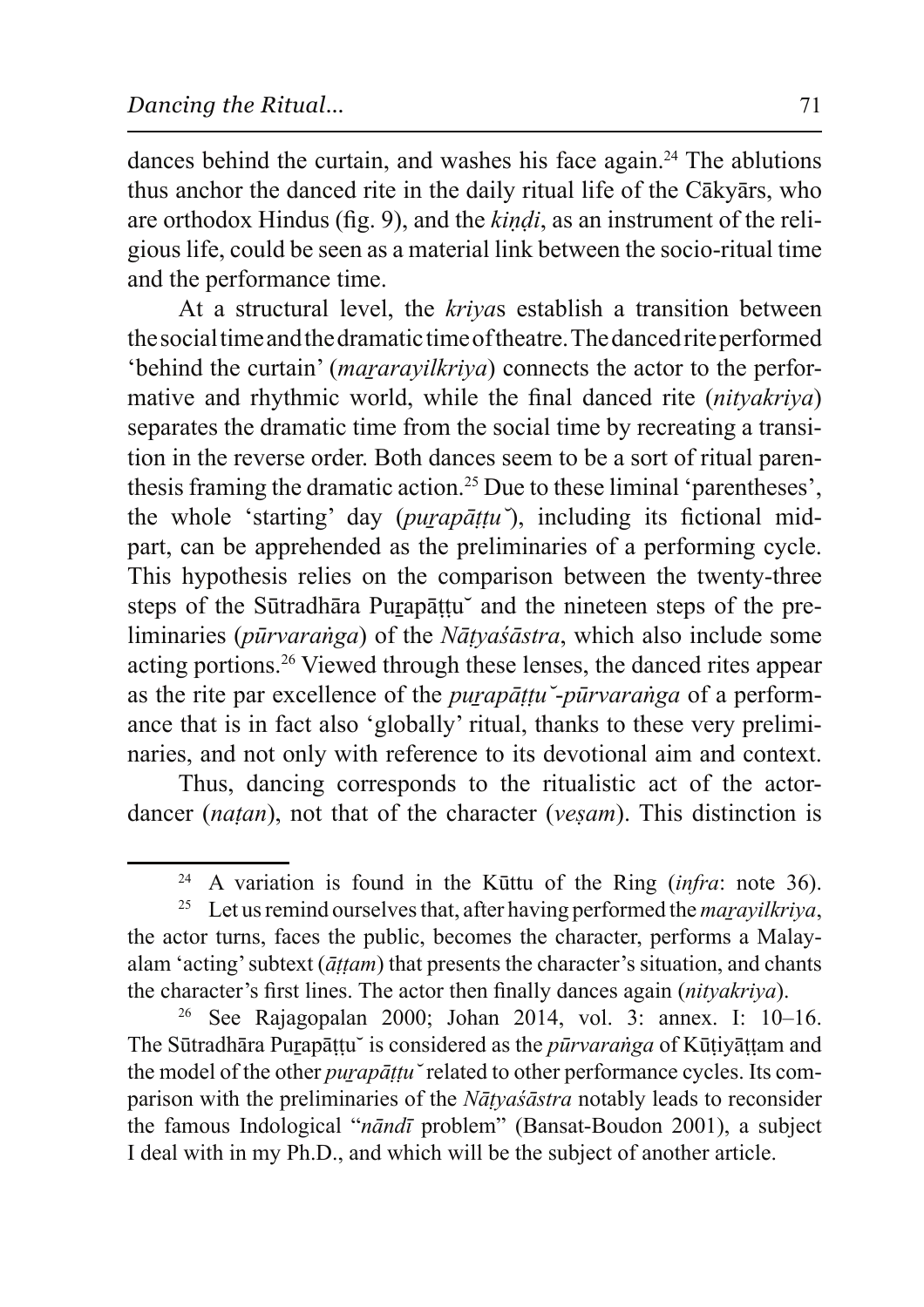dances behind the curtain, and washes his face again.[24] The ablutions thus anchor the danced rite in the daily ritual life of the Cākyārs, who are orthodox Hindus (fig. 9), and the *kiṇḍi*, as an instrument of the religious life, could be seen as a material link between the socio-ritual time and the performance time.

At a structural level, the *kriya*s establish a transition between the social time and the dramatic time of theatre. The danced rite performed 'behind the curtain' (*maṟarayilkriya*) connects the actor to the performative and rhythmic world, while the final danced rite (*nityakriya*) separates the dramatic time from the social time by recreating a transition in the reverse order. Both dances seem to be a sort of ritual parenthesis framing the dramatic action.[25] Due to these liminal 'parentheses', the whole 'starting' day (*puṟapāṭṭu˘*), including its fictional mid-part, can be apprehended as the preliminaries of a performing cycle. This hypothesis relies on the comparison between the twenty-three steps of the Sūtradhāra Puṟapāṭṭu˘ and the nineteen steps of the preliminaries (*pūrvaraṅga*) of the *Nāṭyaśāstra*, which also include some acting portions.[26] Viewed through these lenses, the danced rites appear as the rite par excellence of the *puṟapāṭṭu˘-pūrvaraṅga* of a performance that is in fact also 'globally' ritual, thanks to these very preliminaries, and not only with reference to its devotional aim and context.

Thus, dancing corresponds to the ritualistic act of the actor-dancer (*naṭan*), not that of the character (*veṣam*). This distinction is

---

[24] A variation is found in the Kūttu of the Ring (*infra*: note 36).

[25] Let us remind ourselves that, after having performed the *maṟayilkriya*, the actor turns, faces the public, becomes the character, performs a Malayalam 'acting' subtext (*āṭṭam*) that presents the character's situation, and chants the character's first lines. The actor then finally dances again (*nityakriya*).

[26] See Rajagopalan 2000; Johan 2014, vol. 3: annex. I: 10–16. The Sūtradhāra Puṟapāṭṭu˘ is considered as the *pūrvaraṅga* of Kūṭiyāṭṭam and the model of the other *puṟapāṭṭu˘* related to other performance cycles. Its comparison with the preliminaries of the *Nāṭyaśāstra* notably leads to reconsider the famous Indological "*nāndī* problem" (Bansat-Boudon 2001), a subject I deal with in my Ph.D., and which will be the subject of another article.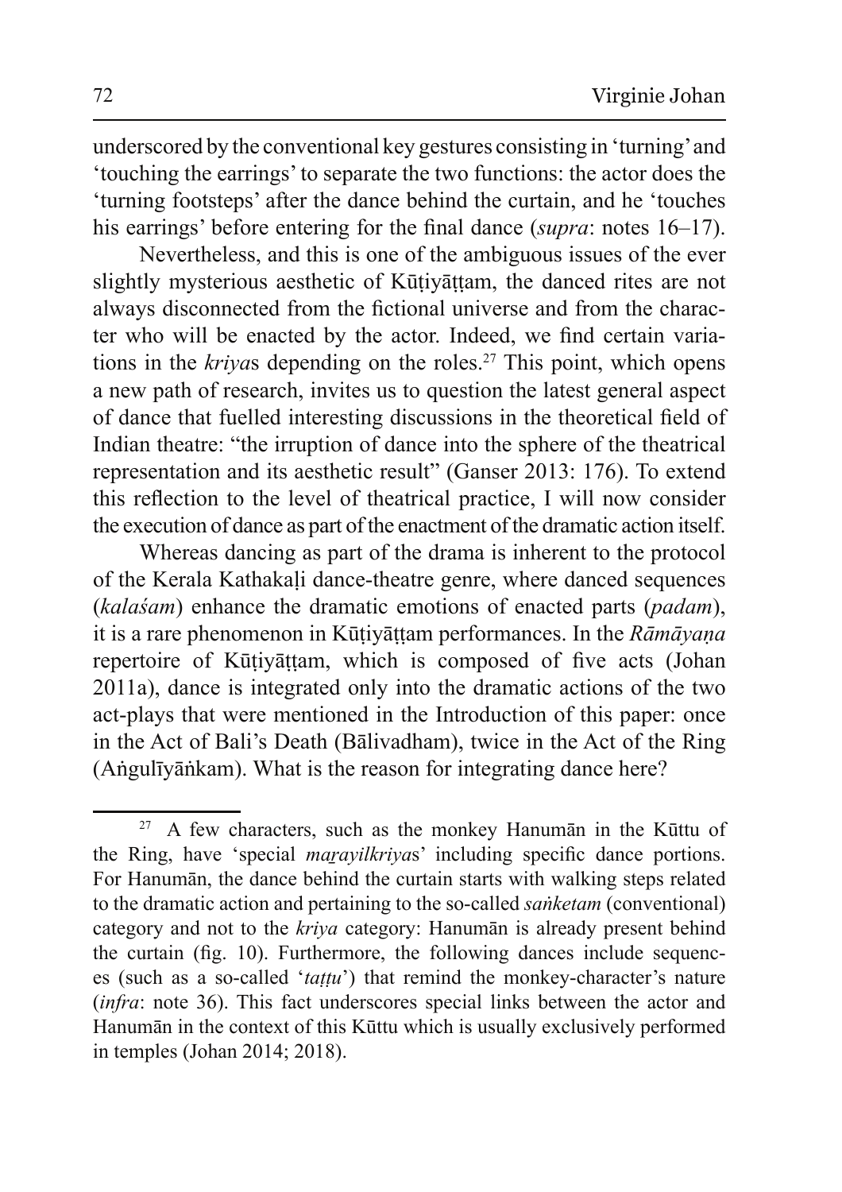underscored by the conventional key gestures consisting in 'turning' and 'touching the earrings' to separate the two functions: the actor does the 'turning footsteps' after the dance behind the curtain, and he 'touches his earrings' before entering for the final dance (*supra*: notes 16–17).

Nevertheless, and this is one of the ambiguous issues of the ever slightly mysterious aesthetic of Kūṭiyāṭṭam, the danced rites are not always disconnected from the fictional universe and from the character who will be enacted by the actor. Indeed, we find certain variations in the *kriya*s depending on the roles.[27] This point, which opens a new path of research, invites us to question the latest general aspect of dance that fuelled interesting discussions in the theoretical field of Indian theatre: "the irruption of dance into the sphere of the theatrical representation and its aesthetic result" (Ganser 2013: 176). To extend this reflection to the level of theatrical practice, I will now consider the execution of dance as part of the enactment of the dramatic action itself.

Whereas dancing as part of the drama is inherent to the protocol of the Kerala Kathakaḷi dance-theatre genre, where danced sequences (*kalaśam*) enhance the dramatic emotions of enacted parts (*padam*), it is a rare phenomenon in Kūṭiyāṭṭam performances. In the *Rāmāyaṇa* repertoire of Kūṭiyāṭṭam, which is composed of five acts (Johan 2011a), dance is integrated only into the dramatic actions of the two act-plays that were mentioned in the Introduction of this paper: once in the Act of Bali's Death (Bālivadham), twice in the Act of the Ring (Aṅgulīyāṅkam). What is the reason for integrating dance here?

---

[27] A few characters, such as the monkey Hanumān in the Kūttu of the Ring, have 'special *maṟayilkriya*s' including specific dance portions. For Hanumān, the dance behind the curtain starts with walking steps related to the dramatic action and pertaining to the so-called *saṅketam* (conventional) category and not to the *kriya* category: Hanumān is already present behind the curtain (fig. 10). Furthermore, the following dances include sequences (such as a so-called '*taṭṭu*') that remind the monkey-character's nature (*infra*: note 36). This fact underscores special links between the actor and Hanumān in the context of this Kūttu which is usually exclusively performed in temples (Johan 2014; 2018).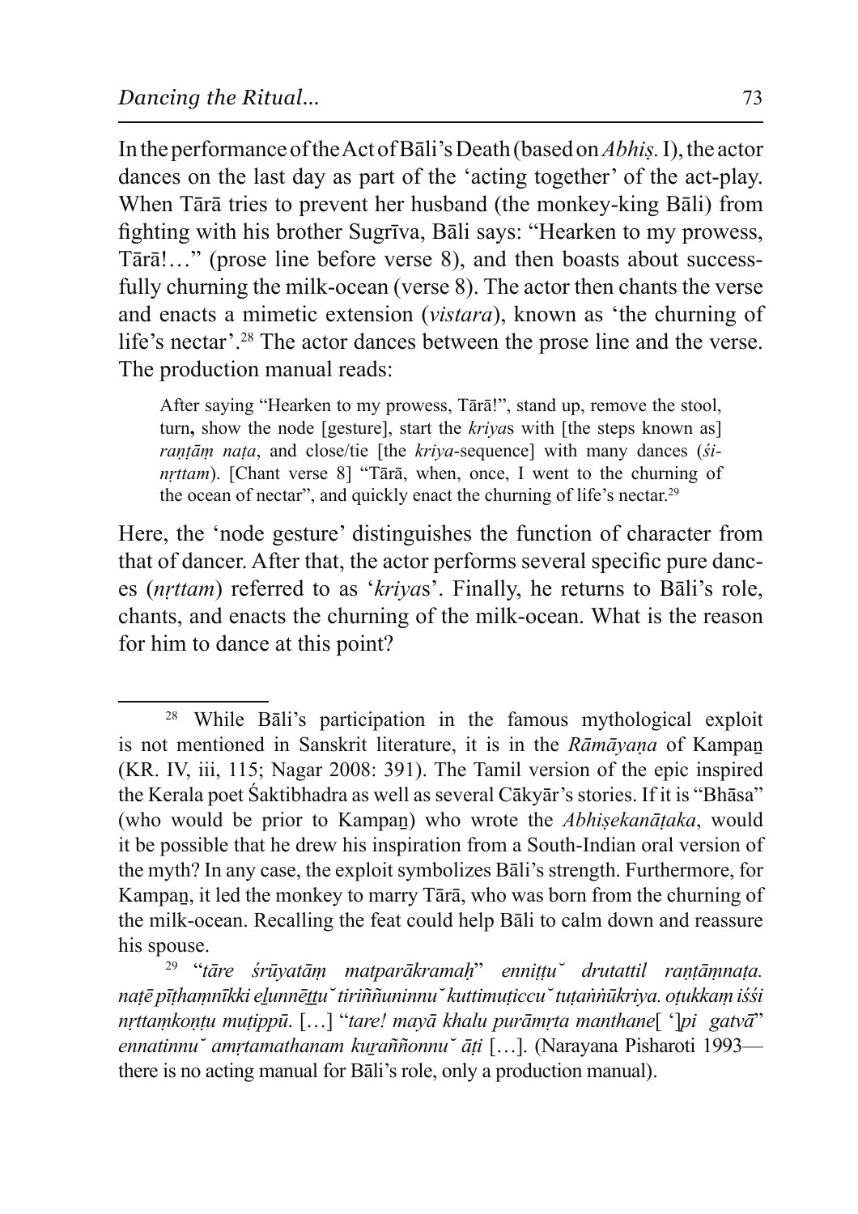In the performance of the Act of Bāli's Death (based on *Abhiṣ.* I), the actor dances on the last day as part of the 'acting together' of the act-play. When Tārā tries to prevent her husband (the monkey-king Bāli) from fighting with his brother Sugrīva, Bāli says: "Hearken to my prowess, Tārā!…" (prose line before verse 8), and then boasts about successfully churning the milk-ocean (verse 8). The actor then chants the verse and enacts a mimetic extension (*vistara*), known as 'the churning of life's nectar'.[28] The actor dances between the prose line and the verse. The production manual reads:

> After saying "Hearken to my prowess, Tārā!", stand up, remove the stool, turn**,** show the node [gesture], start the *kriya*s with [the steps known as] *raṇṭāṃ naṭa*, and close/tie [the *kriya*-sequence] with many dances (*śi-nṛttam*). [Chant verse 8] "Tārā, when, once, I went to the churning of the ocean of nectar", and quickly enact the churning of life's nectar.[29]

Here, the 'node gesture' distinguishes the function of character from that of dancer. After that, the actor performs several specific pure dances (*nṛttam*) referred to as '*kriya*s'. Finally, he returns to Bāli's role, chants, and enacts the churning of the milk-ocean. What is the reason for him to dance at this point?

---

[28] While Bāli's participation in the famous mythological exploit is not mentioned in Sanskrit literature, it is in the *Rāmāyaṇa* of Kampaṉ (KR. IV, iii, 115; Nagar 2008: 391). The Tamil version of the epic inspired the Kerala poet Śaktibhadra as well as several Cākyār's stories. If it is "Bhāsa" (who would be prior to Kampaṉ) who wrote the *Abhiṣekanāṭaka*, would it be possible that he drew his inspiration from a South-Indian oral version of the myth? In any case, the exploit symbolizes Bāli's strength. Furthermore, for Kampaṉ, it led the monkey to marry Tārā, who was born from the churning of the milk-ocean. Recalling the feat could help Bāli to calm down and reassure his spouse.

[29] "*tāre śrūyatāṃ matparākramaḥ*" *enniṭṭu˘ drutattil raṇṭāṃnaṭa. naṭē pīṭhaṃnīkki eḻunnēṯṯu˘ tiriññuninnu˘ kuttimuṭiccu˘ tuṭaṅṅūkriya. oṭukkaṃ iśśi nṛttaṃkoṇṭu muṭippū.* […] "*tare! mayā khalu purāmṛta manthane*[ '}*pi gatvā*" *ennatinnu˘ amṛtamathanam kuṟaññonnu˘ āṭi* […]. (Narayana Pisharoti 1993—there is no acting manual for Bāli's role, only a production manual).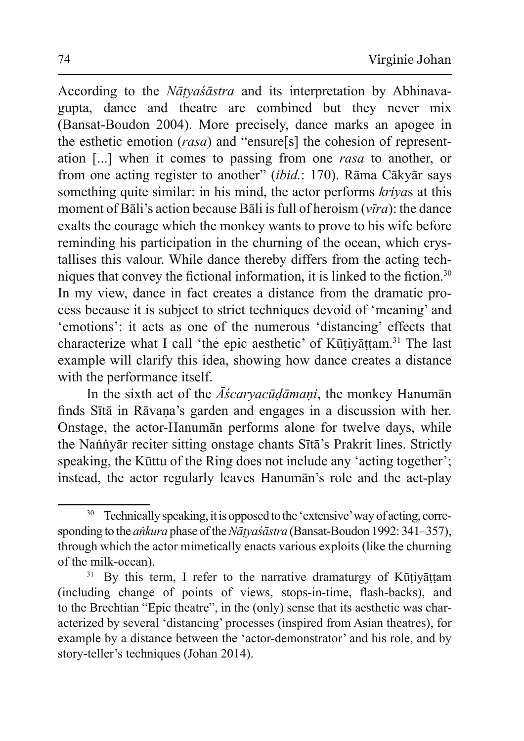According to the *Nāṭyaśāstra* and its interpretation by Abhinavagupta, dance and theatre are combined but they never mix (Bansat-Boudon 2004). More precisely, dance marks an apogee in the esthetic emotion (*rasa*) and "ensure[s] the cohesion of representation [...] when it comes to passing from one *rasa* to another, or from one acting register to another" (*ibid.*: 170). Rāma Cākyār says something quite similar: in his mind, the actor performs *kriya*s at this moment of Bāli's action because Bāli is full of heroism (*vīra*): the dance exalts the courage which the monkey wants to prove to his wife before reminding his participation in the churning of the ocean, which crystallises this valour. While dance thereby differs from the acting techniques that convey the fictional information, it is linked to the fiction.[30] In my view, dance in fact creates a distance from the dramatic process because it is subject to strict techniques devoid of 'meaning' and 'emotions': it acts as one of the numerous 'distancing' effects that characterize what I call 'the epic aesthetic' of Kūṭiyāṭṭam.[31] The last example will clarify this idea, showing how dance creates a distance with the performance itself.

In the sixth act of the *Āścaryacūḍāmaṇi*, the monkey Hanumān finds Sītā in Rāvaṇa's garden and engages in a discussion with her. Onstage, the actor-Hanumān performs alone for twelve days, while the Naṅṅyār reciter sitting onstage chants Sītā's Prakrit lines. Strictly speaking, the Kūttu of the Ring does not include any 'acting together'; instead, the actor regularly leaves Hanumān's role and the act-play

---

[30] Technically speaking, it is opposed to the 'extensive' way of acting, corresponding to the *aṅkura* phase of the *Nāṭyaśāstra* (Bansat-Boudon 1992: 341–357), through which the actor mimetically enacts various exploits (like the churning of the milk-ocean).

[31] By this term, I refer to the narrative dramaturgy of Kūṭiyāṭṭam (including change of points of views, stops-in-time, flash-backs), and to the Brechtian "Epic theatre", in the (only) sense that its aesthetic was characterized by several 'distancing' processes (inspired from Asian theatres), for example by a distance between the 'actor-demonstrator' and his role, and by story-teller's techniques (Johan 2014).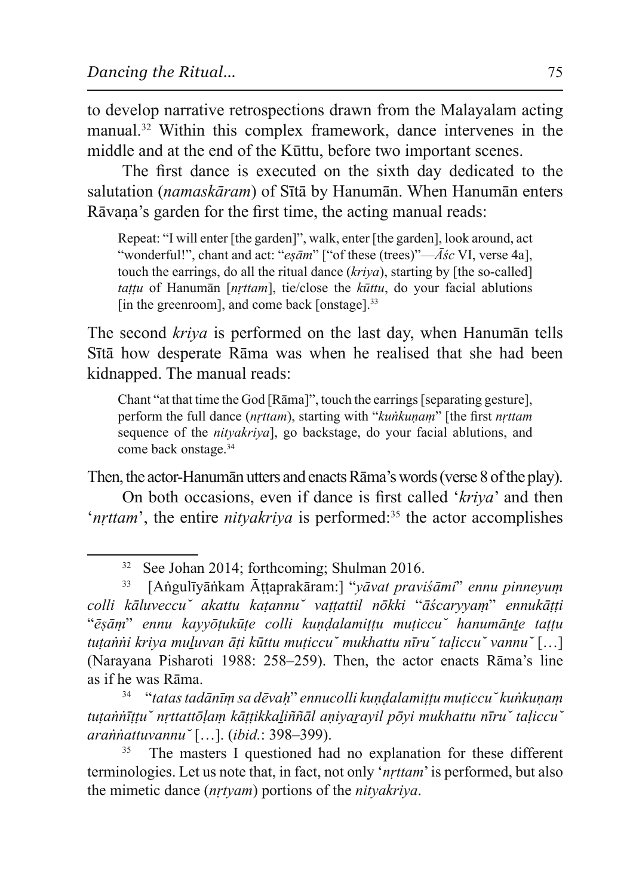to develop narrative retrospections drawn from the Malayalam acting manual.[32] Within this complex framework, dance intervenes in the middle and at the end of the Kūttu, before two important scenes.

The first dance is executed on the sixth day dedicated to the salutation (*namaskāram*) of Sītā by Hanumān. When Hanumān enters Rāvaṇa's garden for the first time, the acting manual reads:

> Repeat: "I will enter [the garden]", walk, enter [the garden], look around, act "wonderful!", chant and act: "*eṣām*" ["of these (trees)"—*Āśc* VI, verse 4a], touch the earrings, do all the ritual dance (*kriya*), starting by [the so-called] *taṭṭu* of Hanumān [*nṛttam*], tie/close the *kūttu*, do your facial ablutions [in the greenroom], and come back [onstage].[33]

The second *kriya* is performed on the last day, when Hanumān tells Sītā how desperate Rāma was when he realised that she had been kidnapped. The manual reads:

> Chant "at that time the God [Rāma]", touch the earrings [separating gesture], perform the full dance (*nṛttam*), starting with "*kuṅkuṇaṃ*" [the first *nṛttam* sequence of the *nityakriya*], go backstage, do your facial ablutions, and come back onstage.[34]

Then, the actor-Hanumān utters and enacts Rāma's words (verse 8 of the play).

On both occasions, even if dance is first called '*kriya*' and then '*nṛttam*', the entire *nityakriya* is performed:[35] the actor accomplishes

---

[32] See Johan 2014; forthcoming; Shulman 2016.

[33] [Aṅgulīyāṅkam Āṭṭaprakāram:] "*yāvat praviśāmi*" *ennu pinneyuṃ colli kāluveccuˇ akattu kaṭannuˇ vaṭṭattil nōkki* "*āścaryyaṃ*" *ennukāṭṭi* "*ēṣāṃ*" *ennu kayyōṭukūṭe colli kuṇḍalamiṭṭu muṭiccuˇ hanumānṟe taṭṭu tuṭaṅṅi kriya muḻuvan āṭi kūttu muṭiccuˇ mukhattu nīruˇ taḷiccuˇ vannuˇ* […] (Narayana Pisharoti 1988: 258–259). Then, the actor enacts Rāma's line as if he was Rāma.

[34] "*tatas tadānīṃ sa dēvaḥ*" *ennucolli kuṇḍalamiṭṭu muṭiccuˇ kuṅkuṇaṃ tuṭaṅṅīṭṭuˇ nṛttattōḷaṃ kāṭṭikkaḻiññāl aṇiyaṟayil pōyi mukhattu nīruˇ taḷiccuˇ araṅṅattuvannuˇ* […]. (*ibid.*: 398–399).

[35] The masters I questioned had no explanation for these different terminologies. Let us note that, in fact, not only '*nṛttam*' is performed, but also the mimetic dance (*nṛtyam*) portions of the *nityakriya*.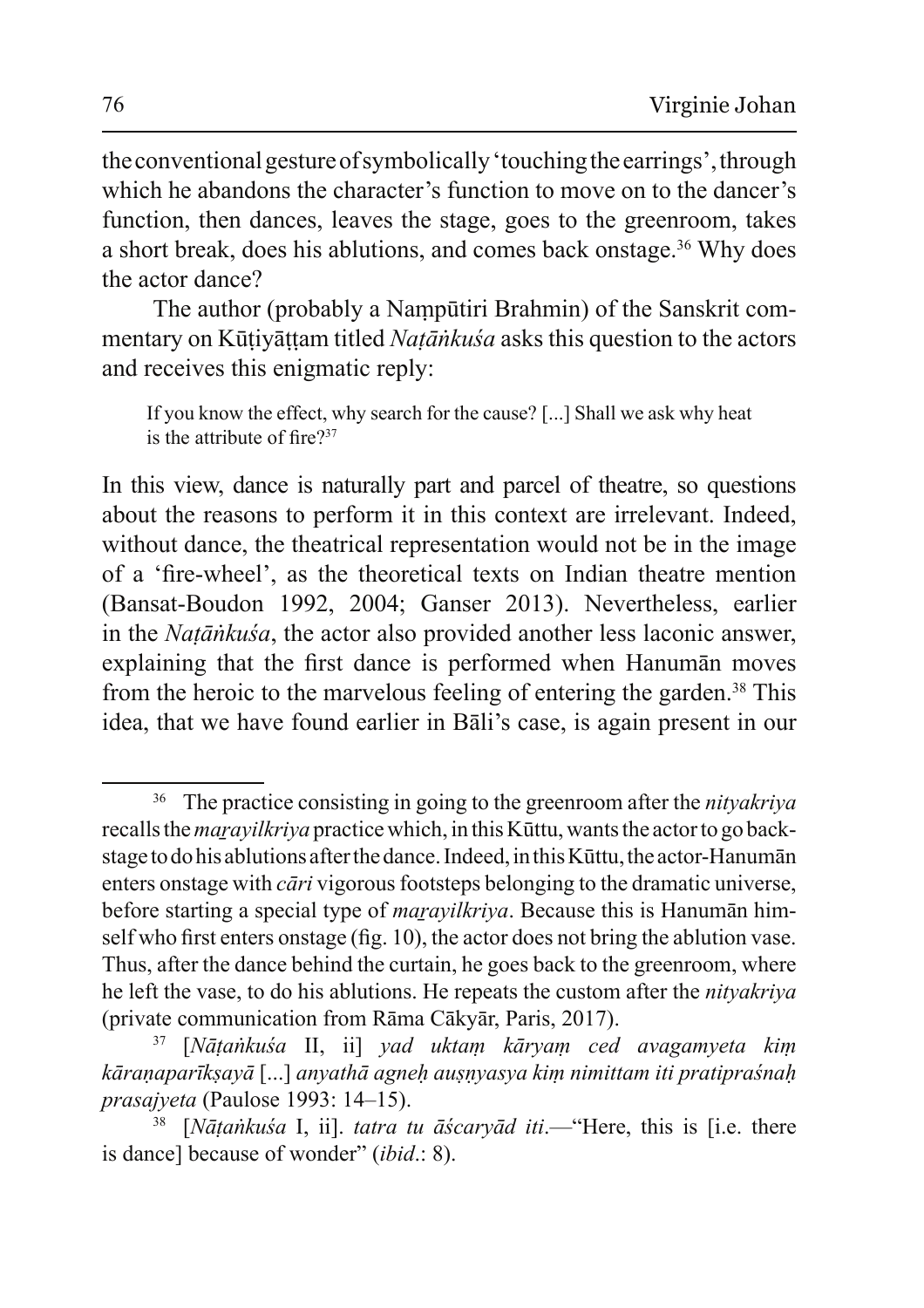the conventional gesture of symbolically 'touching the earrings', through which he abandons the character's function to move on to the dancer's function, then dances, leaves the stage, goes to the greenroom, takes a short break, does his ablutions, and comes back onstage.[36] Why does the actor dance?

The author (probably a Naṃpūtiri Brahmin) of the Sanskrit commentary on Kūṭiyāṭṭam titled *Naṭāṅkuśa* asks this question to the actors and receives this enigmatic reply:

> If you know the effect, why search for the cause? [...] Shall we ask why heat is the attribute of fire?[37]

In this view, dance is naturally part and parcel of theatre, so questions about the reasons to perform it in this context are irrelevant. Indeed, without dance, the theatrical representation would not be in the image of a 'fire-wheel', as the theoretical texts on Indian theatre mention (Bansat-Boudon 1992, 2004; Ganser 2013). Nevertheless, earlier in the *Naṭāṅkuśa*, the actor also provided another less laconic answer, explaining that the first dance is performed when Hanumān moves from the heroic to the marvelous feeling of entering the garden.[38] This idea, that we have found earlier in Bāli's case, is again present in our

---

[36] The practice consisting in going to the greenroom after the *nityakriya* recalls the *maṟayilkriya* practice which, in this Kūttu, wants the actor to go backstage to do his ablutions after the dance. Indeed, in this Kūttu, the actor-Hanumān enters onstage with *cāri* vigorous footsteps belonging to the dramatic universe, before starting a special type of *maṟayilkriya*. Because this is Hanumān himself who first enters onstage (fig. 10), the actor does not bring the ablution vase. Thus, after the dance behind the curtain, he goes back to the greenroom, where he left the vase, to do his ablutions. He repeats the custom after the *nityakriya* (private communication from Rāma Cākyār, Paris, 2017).

[37] [*Nāṭaṅkuśa* II, ii] *yad uktaṃ kāryaṃ ced avagamyeta kiṃ kāraṇaparīkṣayā* [...] *anyathā agneḥ auṣṇyasya kiṃ nimittam iti pratipraśnaḥ prasajyeta* (Paulose 1993: 14–15).

[38] [*Nāṭaṅkuśa* I, ii]. *tatra tu āścaryād iti*.—"Here, this is [i.e. there is dance] because of wonder" (*ibid*.: 8).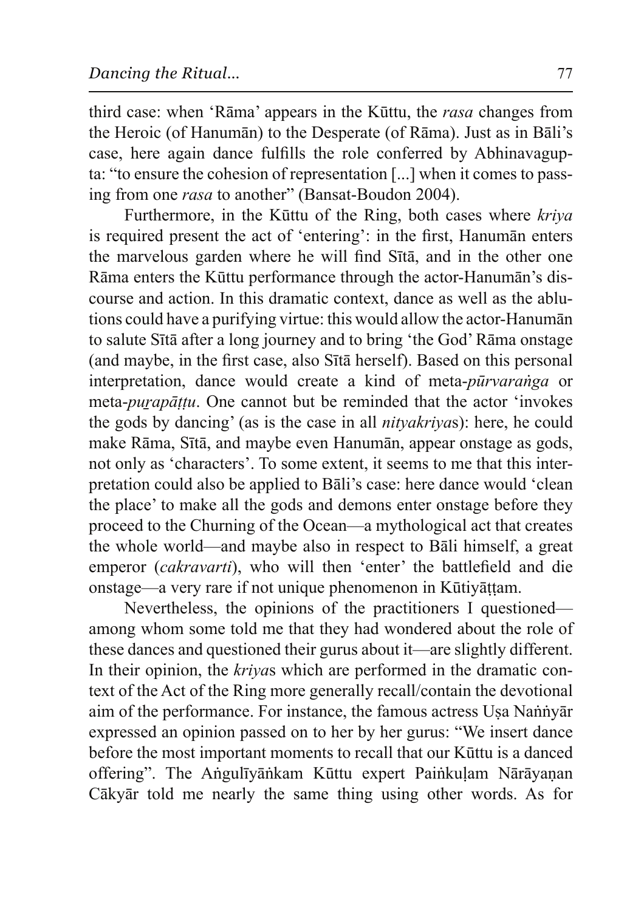third case: when 'Rāma' appears in the Kūttu, the *rasa* changes from the Heroic (of Hanumān) to the Desperate (of Rāma). Just as in Bāli's case, here again dance fulfills the role conferred by Abhinavagupta: "to ensure the cohesion of representation [...] when it comes to passing from one *rasa* to another" (Bansat-Boudon 2004).

Furthermore, in the Kūttu of the Ring, both cases where *kriya* is required present the act of 'entering': in the first, Hanumān enters the marvelous garden where he will find Sītā, and in the other one Rāma enters the Kūttu performance through the actor-Hanumān's discourse and action. In this dramatic context, dance as well as the ablutions could have a purifying virtue: this would allow the actor-Hanumān to salute Sītā after a long journey and to bring 'the God' Rāma onstage (and maybe, in the first case, also Sītā herself). Based on this personal interpretation, dance would create a kind of meta-*pūrvaraṅga* or meta-*puṟapāṭṭu*. One cannot but be reminded that the actor 'invokes the gods by dancing' (as is the case in all *nityakriya*s): here, he could make Rāma, Sītā, and maybe even Hanumān, appear onstage as gods, not only as 'characters'. To some extent, it seems to me that this interpretation could also be applied to Bāli's case: here dance would 'clean the place' to make all the gods and demons enter onstage before they proceed to the Churning of the Ocean—a mythological act that creates the whole world—and maybe also in respect to Bāli himself, a great emperor (*cakravarti*), who will then 'enter' the battlefield and die onstage—a very rare if not unique phenomenon in Kūtiyāṭṭam.

Nevertheless, the opinions of the practitioners I questioned—among whom some told me that they had wondered about the role of these dances and questioned their gurus about it—are slightly different. In their opinion, the *kriya*s which are performed in the dramatic context of the Act of the Ring more generally recall/contain the devotional aim of the performance. For instance, the famous actress Uṣa Naṅṅyār expressed an opinion passed on to her by her gurus: "We insert dance before the most important moments to recall that our Kūttu is a danced offering". The Aṅgulīyāṅkam Kūttu expert Paiṅkuḷam Nārāyaṇan Cākyār told me nearly the same thing using other words. As for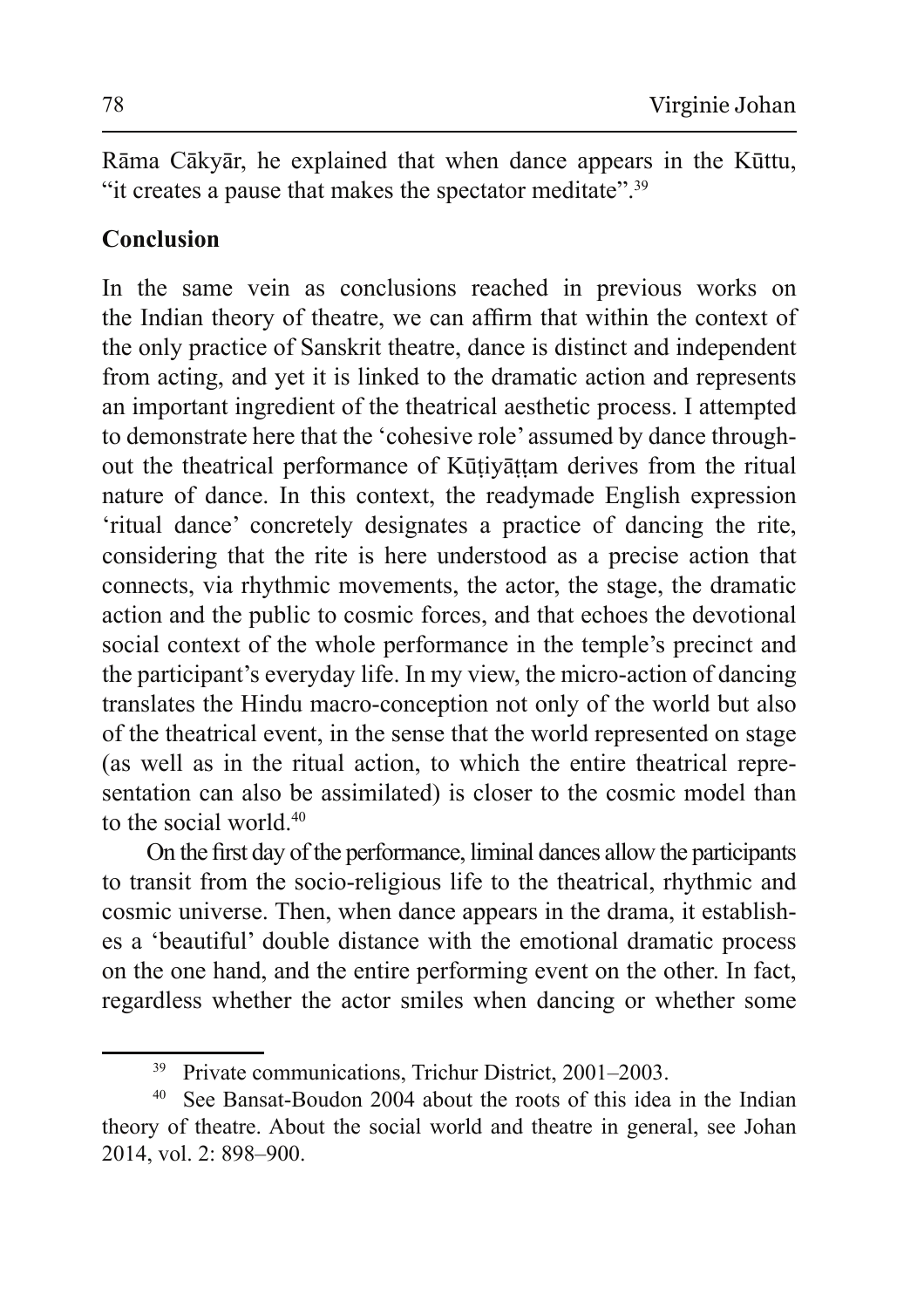Rāma Cākyār, he explained that when dance appears in the Kūttu, "it creates a pause that makes the spectator meditate".[39]

## Conclusion

In the same vein as conclusions reached in previous works on the Indian theory of theatre, we can affirm that within the context of the only practice of Sanskrit theatre, dance is distinct and independent from acting, and yet it is linked to the dramatic action and represents an important ingredient of the theatrical aesthetic process. I attempted to demonstrate here that the 'cohesive role' assumed by dance throughout the theatrical performance of Kūṭiyāṭṭam derives from the ritual nature of dance. In this context, the readymade English expression 'ritual dance' concretely designates a practice of dancing the rite, considering that the rite is here understood as a precise action that connects, via rhythmic movements, the actor, the stage, the dramatic action and the public to cosmic forces, and that echoes the devotional social context of the whole performance in the temple's precinct and the participant's everyday life. In my view, the micro-action of dancing translates the Hindu macro-conception not only of the world but also of the theatrical event, in the sense that the world represented on stage (as well as in the ritual action, to which the entire theatrical representation can also be assimilated) is closer to the cosmic model than to the social world.[40]

On the first day of the performance, liminal dances allow the participants to transit from the socio-religious life to the theatrical, rhythmic and cosmic universe. Then, when dance appears in the drama, it establishes a 'beautiful' double distance with the emotional dramatic process on the one hand, and the entire performing event on the other. In fact, regardless whether the actor smiles when dancing or whether some

---

[39] Private communications, Trichur District, 2001–2003.

[40] See Bansat-Boudon 2004 about the roots of this idea in the Indian theory of theatre. About the social world and theatre in general, see Johan 2014, vol. 2: 898–900.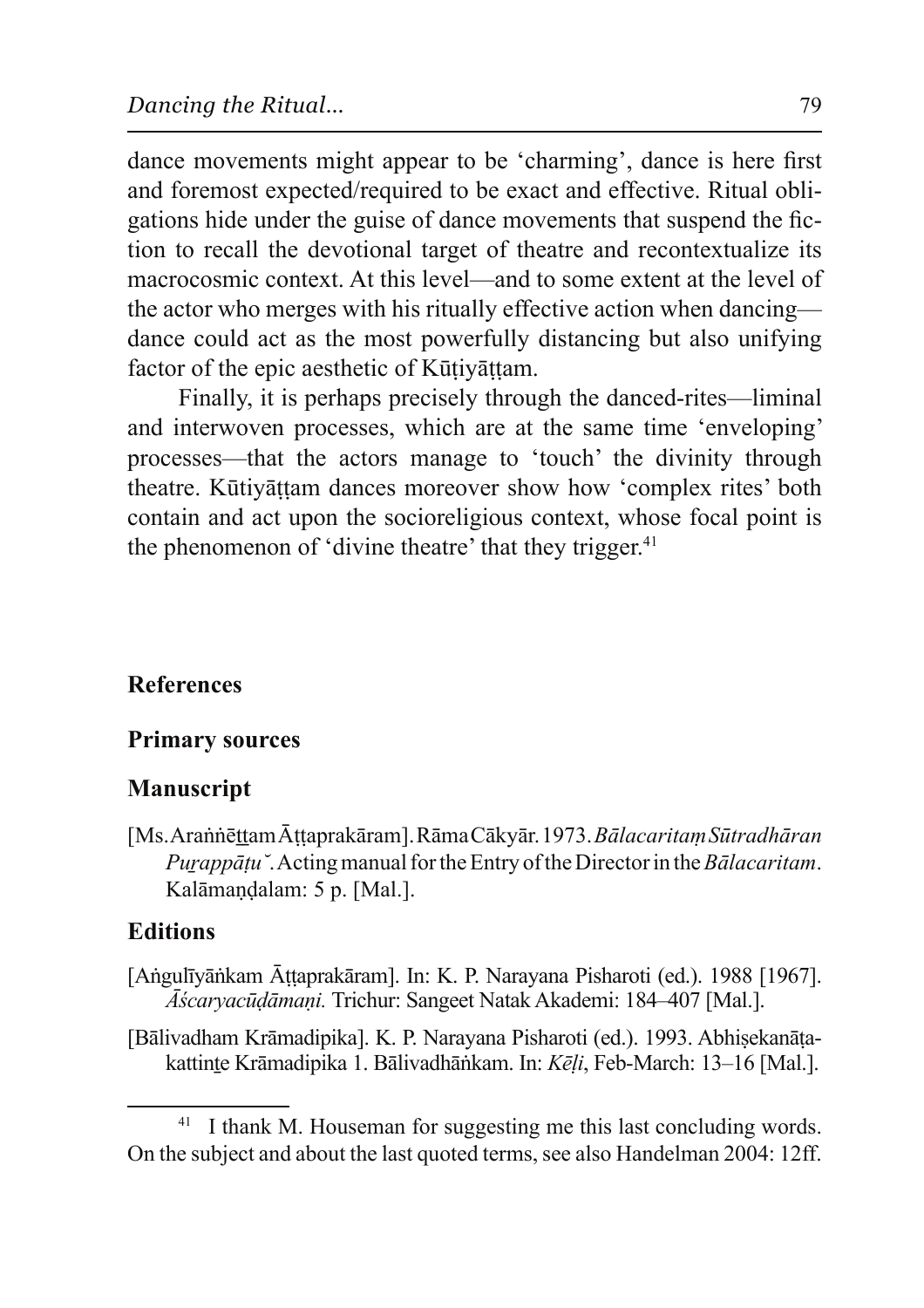dance movements might appear to be 'charming', dance is here first and foremost expected/required to be exact and effective. Ritual obligations hide under the guise of dance movements that suspend the fiction to recall the devotional target of theatre and recontextualize its macrocosmic context. At this level—and to some extent at the level of the actor who merges with his ritually effective action when dancing—dance could act as the most powerfully distancing but also unifying factor of the epic aesthetic of Kūṭiyāṭṭam.

Finally, it is perhaps precisely through the danced-rites—liminal and interwoven processes, which are at the same time 'enveloping' processes—that the actors manage to 'touch' the divinity through theatre. Kūtiyāṭṭam dances moreover show how 'complex rites' both contain and act upon the socioreligious context, whose focal point is the phenomenon of 'divine theatre' that they trigger.[41]

## References

### Primary sources

### Manuscript

[Ms. Araṅṅēṯṯam Āṭṭaprakāram]. Rāma Cākyār. 1973. *Bālacaritaṃ Sūtradhāran Puṟappāṭu˘*. Acting manual for the Entry of the Director in the *Bālacaritam*. Kalāmaṇḍalam: 5 p. [Mal.].

### Editions

[Aṅgulīyāṅkam Āṭṭaprakāram]. In: K. P. Narayana Pisharoti (ed.). 1988 [1967]. *Āścaryacūḍāmaṇi.* Trichur: Sangeet Natak Akademi: 184–407 [Mal.].

[Bālivadham Krāmadipika]. K. P. Narayana Pisharoti (ed.). 1993. Abhiṣekanāṭakattinṯe Krāmadipika 1. Bālivadhāṅkam. In: *Kēḷi*, Feb-March: 13–16 [Mal.].

---

[41] I thank M. Houseman for suggesting me this last concluding words. On the subject and about the last quoted terms, see also Handelman 2004: 12ff.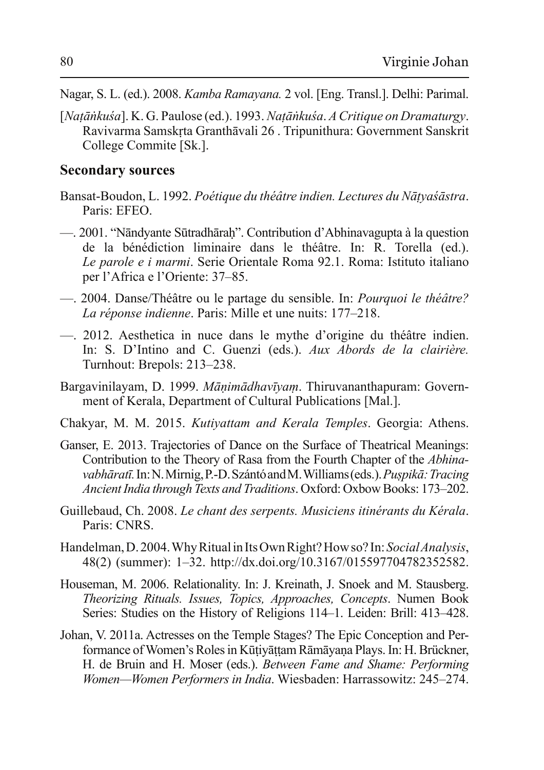Nagar, S. L. (ed.). 2008. *Kamba Ramayana.* 2 vol. [Eng. Transl.]. Delhi: Parimal.

[*Naṭāṅkuśa*]. K. G. Paulose (ed.). 1993. *Naṭāṅkuśa*. *A Critique on Dramaturgy*. Ravivarma Samskṛta Granthāvali 26 . Tripunithura: Government Sanskrit College Commite [Sk.].

## Secondary sources

Bansat-Boudon, L. 1992. *Poétique du théâtre indien. Lectures du Nāṭyaśāstra*. Paris: EFEO.

—. 2001. "Nāndyante Sūtradhāraḥ". Contribution d'Abhinavagupta à la question de la bénédiction liminaire dans le théâtre. In: R. Torella (ed.). *Le parole e i marmi*. Serie Orientale Roma 92.1. Roma: Istituto italiano per l'Africa e l'Oriente: 37–85.

—. 2004. Danse/Théâtre ou le partage du sensible. In: *Pourquoi le théâtre? La réponse indienne*. Paris: Mille et une nuits: 177–218.

—. 2012. Aesthetica in nuce dans le mythe d'origine du théâtre indien. In: S. D'Intino and C. Guenzi (eds.). *Aux Abords de la clairière.* Turnhout: Brepols: 213–238.

Bargavinilayam, D. 1999. *Māṇimādhavīyaṃ*. Thiruvananthapuram: Government of Kerala, Department of Cultural Publications [Mal.].

Chakyar, M. M. 2015. *Kutiyattam and Kerala Temples*. Georgia: Athens.

Ganser, E. 2013. Trajectories of Dance on the Surface of Theatrical Meanings: Contribution to the Theory of Rasa from the Fourth Chapter of the *Abhinavabhāratī.* In: N. Mirnig, P.-D. Szántó and M. Williams (eds.). *Puṣpikā: Tracing Ancient India through Texts and Traditions*. Oxford: Oxbow Books: 173–202.

Guillebaud, Ch. 2008. *Le chant des serpents. Musiciens itinérants du Kérala*. Paris: CNRS.

Handelman, D. 2004. Why Ritual in Its Own Right? How so? In: *Social Analysis*, 48(2) (summer): 1–32. http://dx.doi.org/10.3167/015597704782352582.

Houseman, M. 2006. Relationality. In: J. Kreinath, J. Snoek and M. Stausberg. *Theorizing Rituals. Issues, Topics, Approaches, Concepts*. Numen Book Series: Studies on the History of Religions 114–1. Leiden: Brill: 413–428.

Johan, V. 2011a. Actresses on the Temple Stages? The Epic Conception and Performance of Women's Roles in Kūṭiyāṭṭam Rāmāyaṇa Plays. In: H. Brückner, H. de Bruin and H. Moser (eds.). *Between Fame and Shame: Performing Women—Women Performers in India*. Wiesbaden: Harrassowitz: 245–274.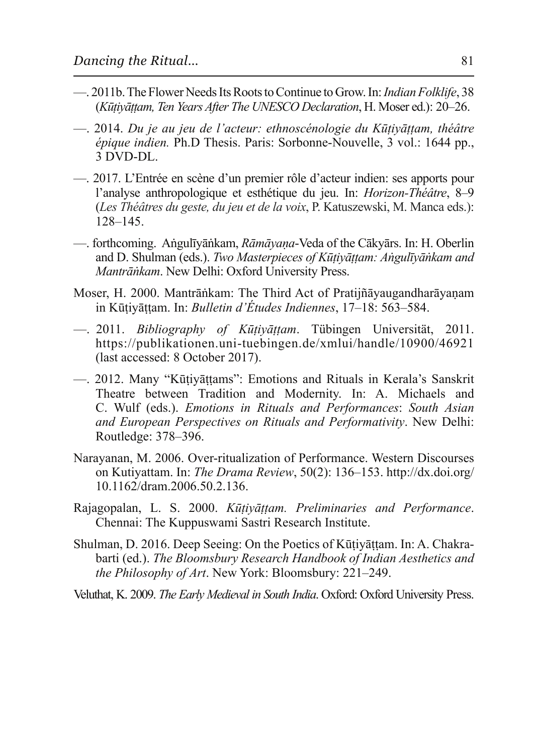—. 2011b. The Flower Needs Its Roots to Continue to Grow. In: *Indian Folklife*, 38 (*Kūṭiyāṭṭam, Ten Years After The UNESCO Declaration*, H. Moser ed.): 20–26.

—. 2014. *Du je au jeu de l'acteur: ethnoscénologie du Kūṭiyāṭṭam, théâtre épique indien.* Ph.D Thesis. Paris: Sorbonne-Nouvelle, 3 vol.: 1644 pp., 3 DVD-DL.

—. 2017. L'Entrée en scène d'un premier rôle d'acteur indien: ses apports pour l'analyse anthropologique et esthétique du jeu. In: *Horizon-Théâtre*, 8–9 (*Les Théâtres du geste, du jeu et de la voix*, P. Katuszewski, M. Manca eds.): 128–145.

—. forthcoming. Aṅgulīyāṅkam, *Rāmāyaṇa*-Veda of the Cākyārs. In: H. Oberlin and D. Shulman (eds.). *Two Masterpieces of Kūṭiyāṭṭam: Aṅgulīyāṅkam and Mantrāṅkam*. New Delhi: Oxford University Press.

Moser, H. 2000. Mantrāṅkam: The Third Act of Pratijñāyaugandharāyaṇam in Kūṭiyāṭṭam. In: *Bulletin d'Études Indiennes*, 17–18: 563–584.

—. 2011. *Bibliography of Kūṭiyāṭṭam*. Tübingen Universität, 2011. https://publikationen.uni-tuebingen.de/xmlui/handle/10900/46921 (last accessed: 8 October 2017).

—. 2012. Many "Kūṭiyāṭṭams": Emotions and Rituals in Kerala's Sanskrit Theatre between Tradition and Modernity. In: A. Michaels and C. Wulf (eds.). *Emotions in Rituals and Performances*: *South Asian and European Perspectives on Rituals and Performativity*. New Delhi: Routledge: 378–396.

Narayanan, M. 2006. Over-ritualization of Performance. Western Discourses on Kutiyattam. In: *The Drama Review*, 50(2): 136–153. http://dx.doi.org/10.1162/dram.2006.50.2.136.

Rajagopalan, L. S. 2000. *Kūṭiyāṭṭam. Preliminaries and Performance*. Chennai: The Kuppuswami Sastri Research Institute.

Shulman, D. 2016. Deep Seeing: On the Poetics of Kūṭiyāṭṭam. In: A. Chakrabarti (ed.). *The Bloomsbury Research Handbook of Indian Aesthetics and the Philosophy of Art*. New York: Bloomsbury: 221–249.

Veluthat, K. 2009. *The Early Medieval in South India*. Oxford: Oxford University Press.